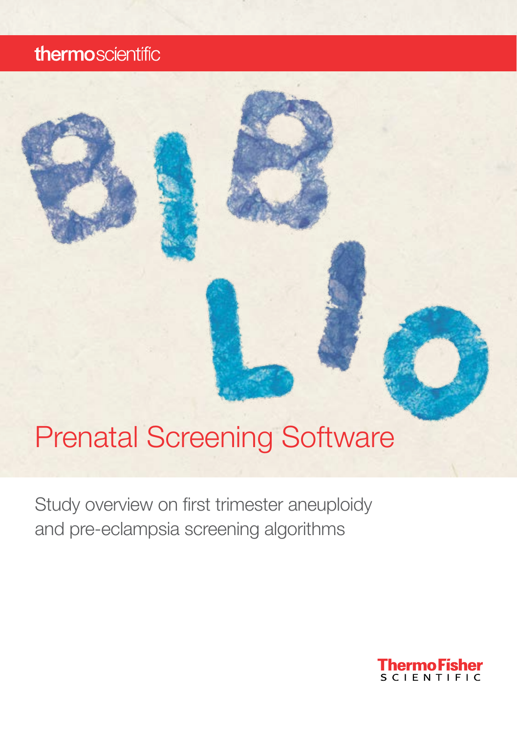thermoscientific

BIBLIO

# Prenatal Screening Software

## Study overview on first trimester aneuploidy and pre-eclampsia screening algorithms

ThermoFisher SCIENTIFIC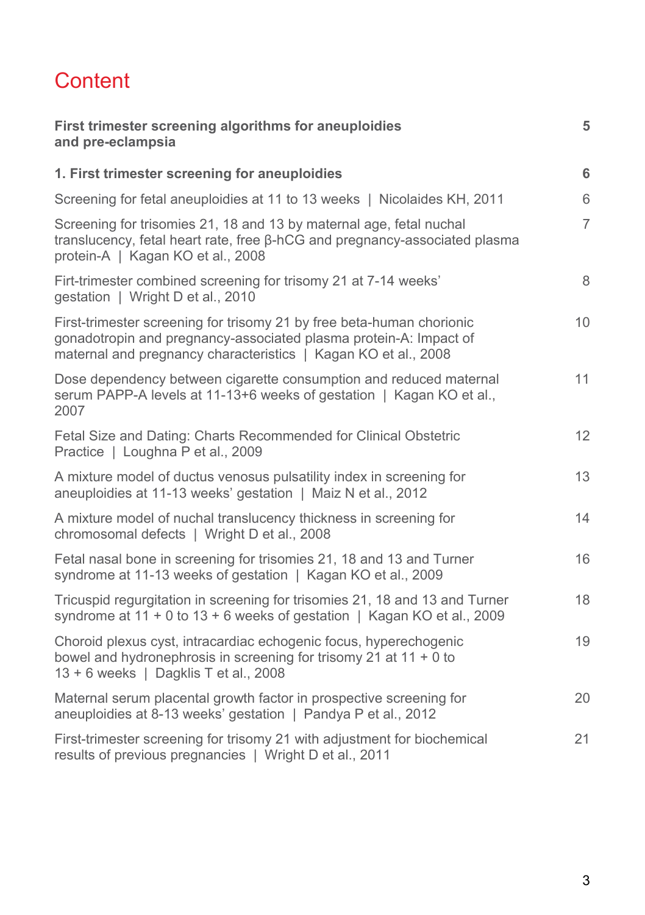# Content

| | |
|---|---|
| **First trimester screening algorithms for aneuploidies and pre-eclampsia** | **5** |
| **1. First trimester screening for aneuploidies** | **6** |
| Screening for fetal aneuploidies at 11 to 13 weeks \| Nicolaides KH, 2011 | 6 |
| Screening for trisomies 21, 18 and 13 by maternal age, fetal nuchal translucency, fetal heart rate, free β-hCG and pregnancy-associated plasma protein-A \| Kagan KO et al., 2008 | 7 |
| Firt-trimester combined screening for trisomy 21 at 7-14 weeks' gestation \| Wright D et al., 2010 | 8 |
| First-trimester screening for trisomy 21 by free beta-human chorionic gonadotropin and pregnancy-associated plasma protein-A: Impact of maternal and pregnancy characteristics \| Kagan KO et al., 2008 | 10 |
| Dose dependency between cigarette consumption and reduced maternal serum PAPP-A levels at 11-13+6 weeks of gestation \| Kagan KO et al., 2007 | 11 |
| Fetal Size and Dating: Charts Recommended for Clinical Obstetric Practice \| Loughna P et al., 2009 | 12 |
| A mixture model of ductus venosus pulsatility index in screening for aneuploidies at 11-13 weeks' gestation \| Maiz N et al., 2012 | 13 |
| A mixture model of nuchal translucency thickness in screening for chromosomal defects \| Wright D et al., 2008 | 14 |
| Fetal nasal bone in screening for trisomies 21, 18 and 13 and Turner syndrome at 11-13 weeks of gestation \| Kagan KO et al., 2009 | 16 |
| Tricuspid regurgitation in screening for trisomies 21, 18 and 13 and Turner syndrome at 11 + 0 to 13 + 6 weeks of gestation \| Kagan KO et al., 2009 | 18 |
| Choroid plexus cyst, intracardiac echogenic focus, hyperechogenic bowel and hydronephrosis in screening for trisomy 21 at 11 + 0 to 13 + 6 weeks \| Dagklis T et al., 2008 | 19 |
| Maternal serum placental growth factor in prospective screening for aneuploidies at 8-13 weeks' gestation \| Pandya P et al., 2012 | 20 |
| First-trimester screening for trisomy 21 with adjustment for biochemical results of previous pregnancies \| Wright D et al., 2011 | 21 |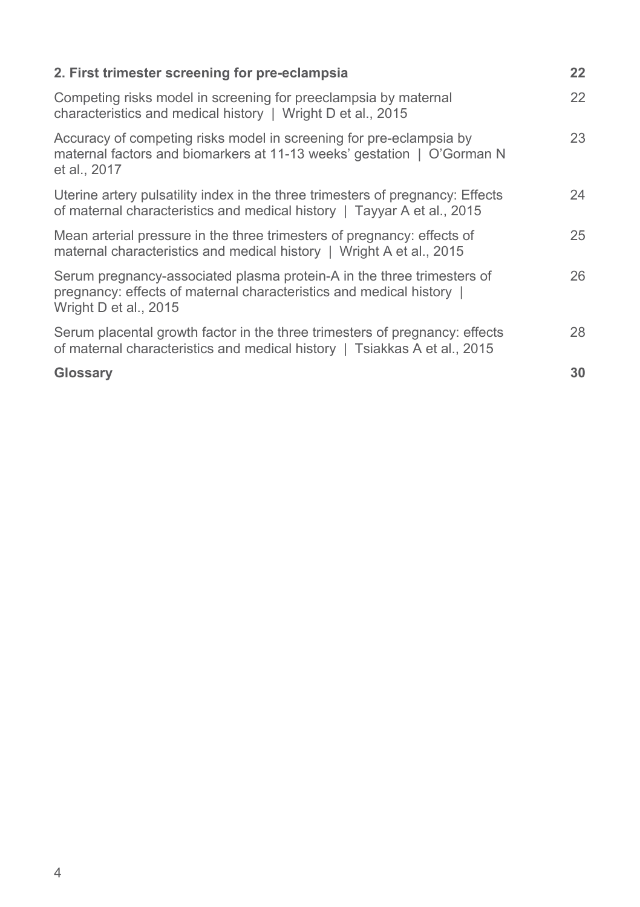| | |
|---|---|
| **2. First trimester screening for pre-eclampsia** | **22** |
| Competing risks model in screening for preeclampsia by maternal characteristics and medical history \| Wright D et al., 2015 | 22 |
| Accuracy of competing risks model in screening for pre-eclampsia by maternal factors and biomarkers at 11-13 weeks' gestation \| O'Gorman N et al., 2017 | 23 |
| Uterine artery pulsatility index in the three trimesters of pregnancy: Effects of maternal characteristics and medical history \| Tayyar A et al., 2015 | 24 |
| Mean arterial pressure in the three trimesters of pregnancy: effects of maternal characteristics and medical history \| Wright A et al., 2015 | 25 |
| Serum pregnancy-associated plasma protein-A in the three trimesters of pregnancy: effects of maternal characteristics and medical history \| Wright D et al., 2015 | 26 |
| Serum placental growth factor in the three trimesters of pregnancy: effects of maternal characteristics and medical history \| Tsiakkas A et al., 2015 | 28 |
| **Glossary** | **30** |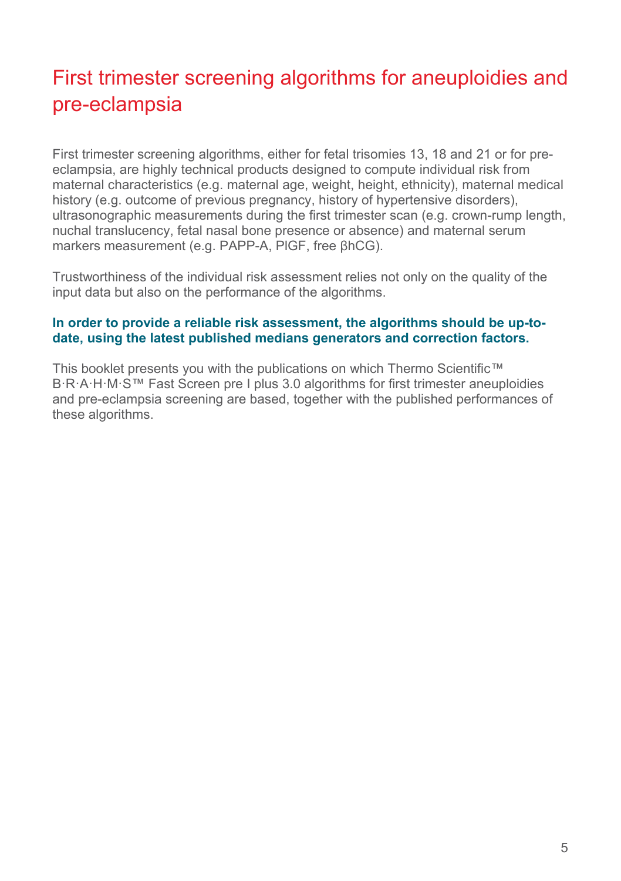# First trimester screening algorithms for aneuploidies and pre-eclampsia

First trimester screening algorithms, either for fetal trisomies 13, 18 and 21 or for pre-eclampsia, are highly technical products designed to compute individual risk from maternal characteristics (e.g. maternal age, weight, height, ethnicity), maternal medical history (e.g. outcome of previous pregnancy, history of hypertensive disorders), ultrasonographic measurements during the first trimester scan (e.g. crown-rump length, nuchal translucency, fetal nasal bone presence or absence) and maternal serum markers measurement (e.g. PAPP-A, PlGF, free βhCG).

Trustworthiness of the individual risk assessment relies not only on the quality of the input data but also on the performance of the algorithms.

**In order to provide a reliable risk assessment, the algorithms should be up-to-date, using the latest published medians generators and correction factors.**

This booklet presents you with the publications on which Thermo Scientific™ B·R·A·H·M·S™ Fast Screen pre I plus 3.0 algorithms for first trimester aneuploidies and pre-eclampsia screening are based, together with the published performances of these algorithms.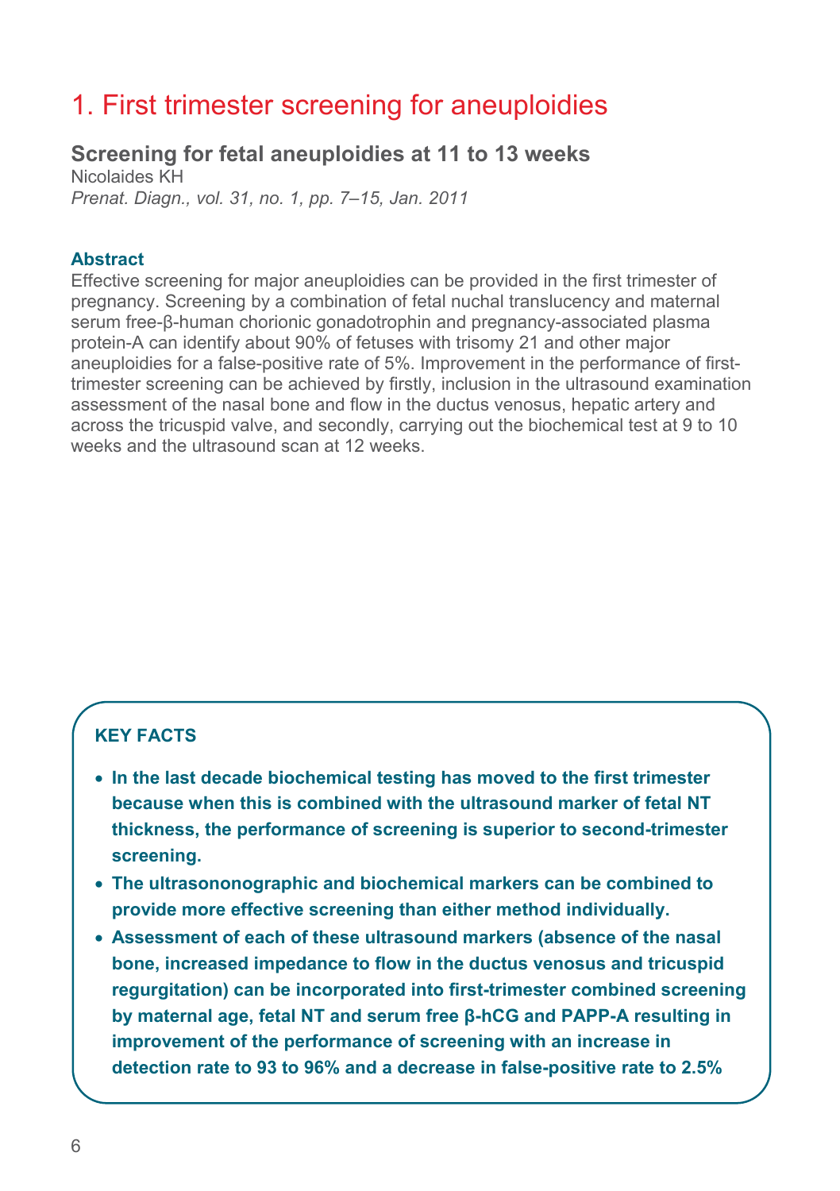# 1. First trimester screening for aneuploidies

## Screening for fetal aneuploidies at 11 to 13 weeks

Nicolaides KH

*Prenat. Diagn., vol. 31, no. 1, pp. 7–15, Jan. 2011*

### Abstract

Effective screening for major aneuploidies can be provided in the first trimester of pregnancy. Screening by a combination of fetal nuchal translucency and maternal serum free-β-human chorionic gonadotrophin and pregnancy-associated plasma protein-A can identify about 90% of fetuses with trisomy 21 and other major aneuploidies for a false-positive rate of 5%. Improvement in the performance of first-trimester screening can be achieved by firstly, inclusion in the ultrasound examination assessment of the nasal bone and flow in the ductus venosus, hepatic artery and across the tricuspid valve, and secondly, carrying out the biochemical test at 9 to 10 weeks and the ultrasound scan at 12 weeks.

### KEY FACTS

- **In the last decade biochemical testing has moved to the first trimester because when this is combined with the ultrasound marker of fetal NT thickness, the performance of screening is superior to second-trimester screening.**
- **The ultrasononographic and biochemical markers can be combined to provide more effective screening than either method individually.**
- **Assessment of each of these ultrasound markers (absence of the nasal bone, increased impedance to flow in the ductus venosus and tricuspid regurgitation) can be incorporated into first-trimester combined screening by maternal age, fetal NT and serum free β-hCG and PAPP-A resulting in improvement of the performance of screening with an increase in detection rate to 93 to 96% and a decrease in false-positive rate to 2.5%**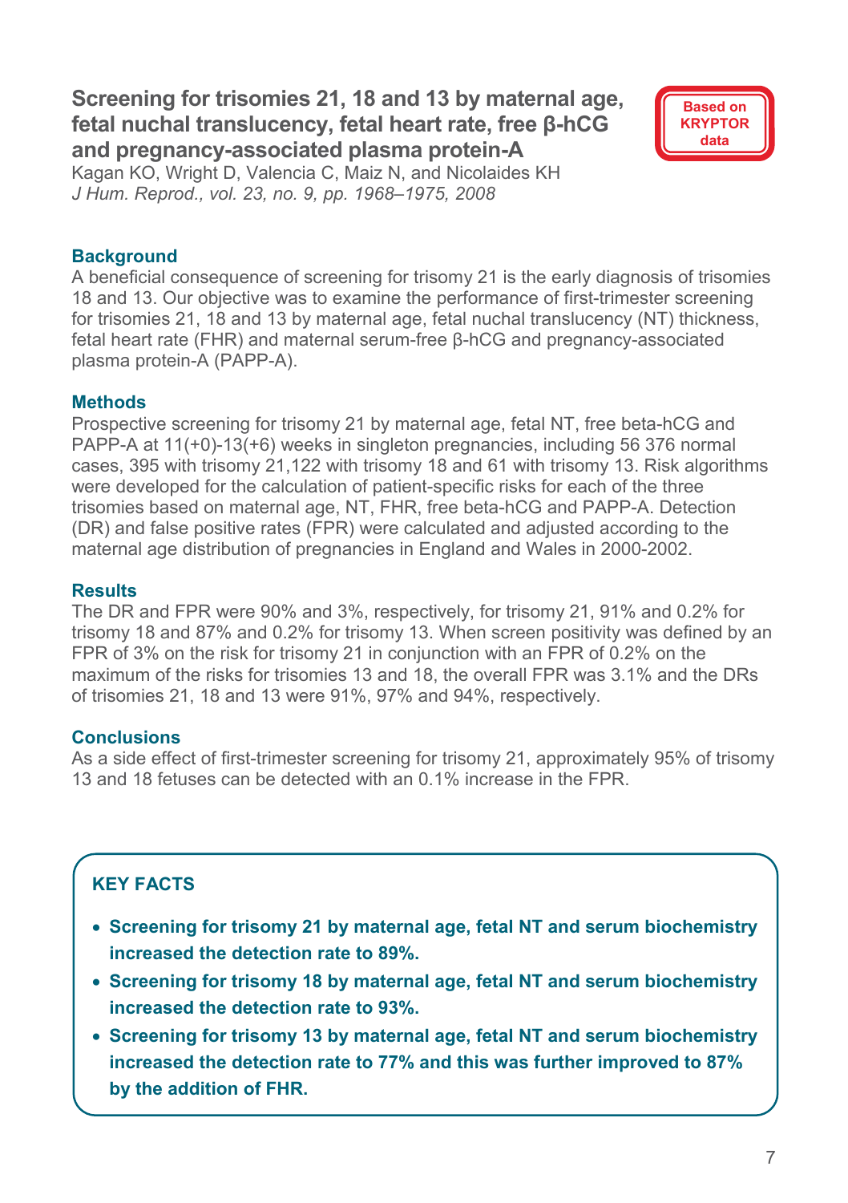## Screening for trisomies 21, 18 and 13 by maternal age, fetal nuchal translucency, fetal heart rate, free β-hCG and pregnancy-associated plasma protein-A

**Based on KRYPTOR data**

Kagan KO, Wright D, Valencia C, Maiz N, and Nicolaides KH
*J Hum. Reprod., vol. 23, no. 9, pp. 1968–1975, 2008*

### Background

A beneficial consequence of screening for trisomy 21 is the early diagnosis of trisomies 18 and 13. Our objective was to examine the performance of first-trimester screening for trisomies 21, 18 and 13 by maternal age, fetal nuchal translucency (NT) thickness, fetal heart rate (FHR) and maternal serum-free β-hCG and pregnancy-associated plasma protein-A (PAPP-A).

### Methods

Prospective screening for trisomy 21 by maternal age, fetal NT, free beta-hCG and PAPP-A at 11(+0)-13(+6) weeks in singleton pregnancies, including 56 376 normal cases, 395 with trisomy 21,122 with trisomy 18 and 61 with trisomy 13. Risk algorithms were developed for the calculation of patient-specific risks for each of the three trisomies based on maternal age, NT, FHR, free beta-hCG and PAPP-A. Detection (DR) and false positive rates (FPR) were calculated and adjusted according to the maternal age distribution of pregnancies in England and Wales in 2000-2002.

### Results

The DR and FPR were 90% and 3%, respectively, for trisomy 21, 91% and 0.2% for trisomy 18 and 87% and 0.2% for trisomy 13. When screen positivity was defined by an FPR of 3% on the risk for trisomy 21 in conjunction with an FPR of 0.2% on the maximum of the risks for trisomies 13 and 18, the overall FPR was 3.1% and the DRs of trisomies 21, 18 and 13 were 91%, 97% and 94%, respectively.

### Conclusions

As a side effect of first-trimester screening for trisomy 21, approximately 95% of trisomy 13 and 18 fetuses can be detected with an 0.1% increase in the FPR.

### KEY FACTS

- **Screening for trisomy 21 by maternal age, fetal NT and serum biochemistry increased the detection rate to 89%.**
- **Screening for trisomy 18 by maternal age, fetal NT and serum biochemistry increased the detection rate to 93%.**
- **Screening for trisomy 13 by maternal age, fetal NT and serum biochemistry increased the detection rate to 77% and this was further improved to 87% by the addition of FHR.**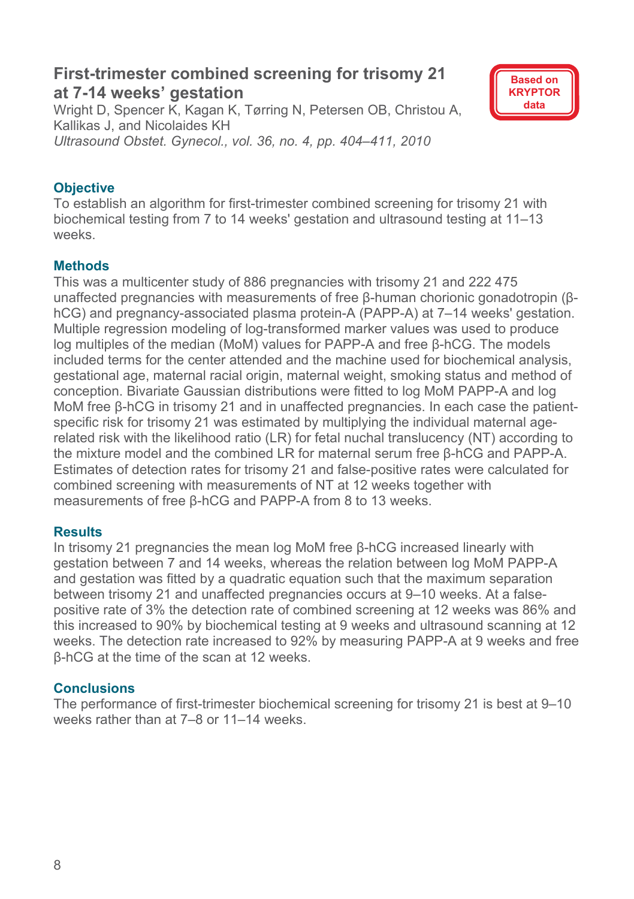## First-trimester combined screening for trisomy 21 at 7-14 weeks' gestation

Based on KRYPTOR data

Wright D, Spencer K, Kagan K, Tørring N, Petersen OB, Christou A, Kallikas J, and Nicolaides KH

*Ultrasound Obstet. Gynecol., vol. 36, no. 4, pp. 404–411, 2010*

### Objective

To establish an algorithm for first-trimester combined screening for trisomy 21 with biochemical testing from 7 to 14 weeks' gestation and ultrasound testing at 11–13 weeks.

### Methods

This was a multicenter study of 886 pregnancies with trisomy 21 and 222 475 unaffected pregnancies with measurements of free β-human chorionic gonadotropin (β-hCG) and pregnancy-associated plasma protein-A (PAPP-A) at 7–14 weeks' gestation. Multiple regression modeling of log-transformed marker values was used to produce log multiples of the median (MoM) values for PAPP-A and free β-hCG. The models included terms for the center attended and the machine used for biochemical analysis, gestational age, maternal racial origin, maternal weight, smoking status and method of conception. Bivariate Gaussian distributions were fitted to log MoM PAPP-A and log MoM free β-hCG in trisomy 21 and in unaffected pregnancies. In each case the patient-specific risk for trisomy 21 was estimated by multiplying the individual maternal age-related risk with the likelihood ratio (LR) for fetal nuchal translucency (NT) according to the mixture model and the combined LR for maternal serum free β-hCG and PAPP-A. Estimates of detection rates for trisomy 21 and false-positive rates were calculated for combined screening with measurements of NT at 12 weeks together with measurements of free β-hCG and PAPP-A from 8 to 13 weeks.

### Results

In trisomy 21 pregnancies the mean log MoM free β-hCG increased linearly with gestation between 7 and 14 weeks, whereas the relation between log MoM PAPP-A and gestation was fitted by a quadratic equation such that the maximum separation between trisomy 21 and unaffected pregnancies occurs at 9–10 weeks. At a false-positive rate of 3% the detection rate of combined screening at 12 weeks was 86% and this increased to 90% by biochemical testing at 9 weeks and ultrasound scanning at 12 weeks. The detection rate increased to 92% by measuring PAPP-A at 9 weeks and free β-hCG at the time of the scan at 12 weeks.

### Conclusions

The performance of first-trimester biochemical screening for trisomy 21 is best at 9–10 weeks rather than at 7–8 or 11–14 weeks.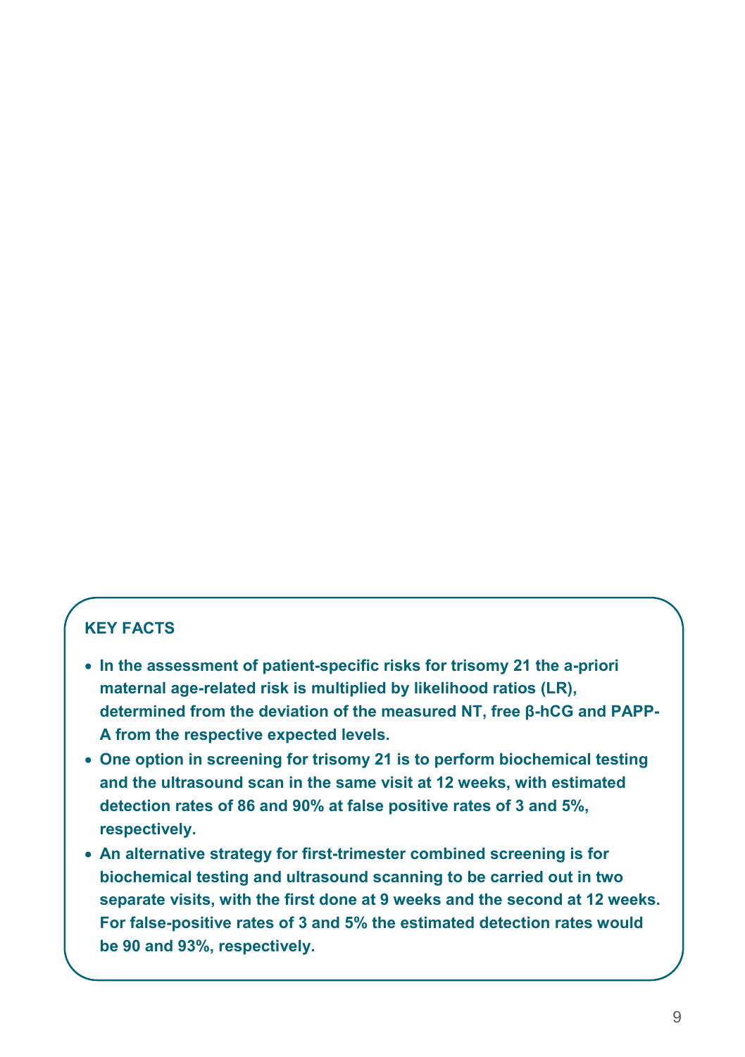**KEY FACTS**

- **In the assessment of patient-specific risks for trisomy 21 the a-priori maternal age-related risk is multiplied by likelihood ratios (LR), determined from the deviation of the measured NT, free β-hCG and PAPP-A from the respective expected levels.**
- **One option in screening for trisomy 21 is to perform biochemical testing and the ultrasound scan in the same visit at 12 weeks, with estimated detection rates of 86 and 90% at false positive rates of 3 and 5%, respectively.**
- **An alternative strategy for first-trimester combined screening is for biochemical testing and ultrasound scanning to be carried out in two separate visits, with the first done at 9 weeks and the second at 12 weeks. For false-positive rates of 3 and 5% the estimated detection rates would be 90 and 93%, respectively.**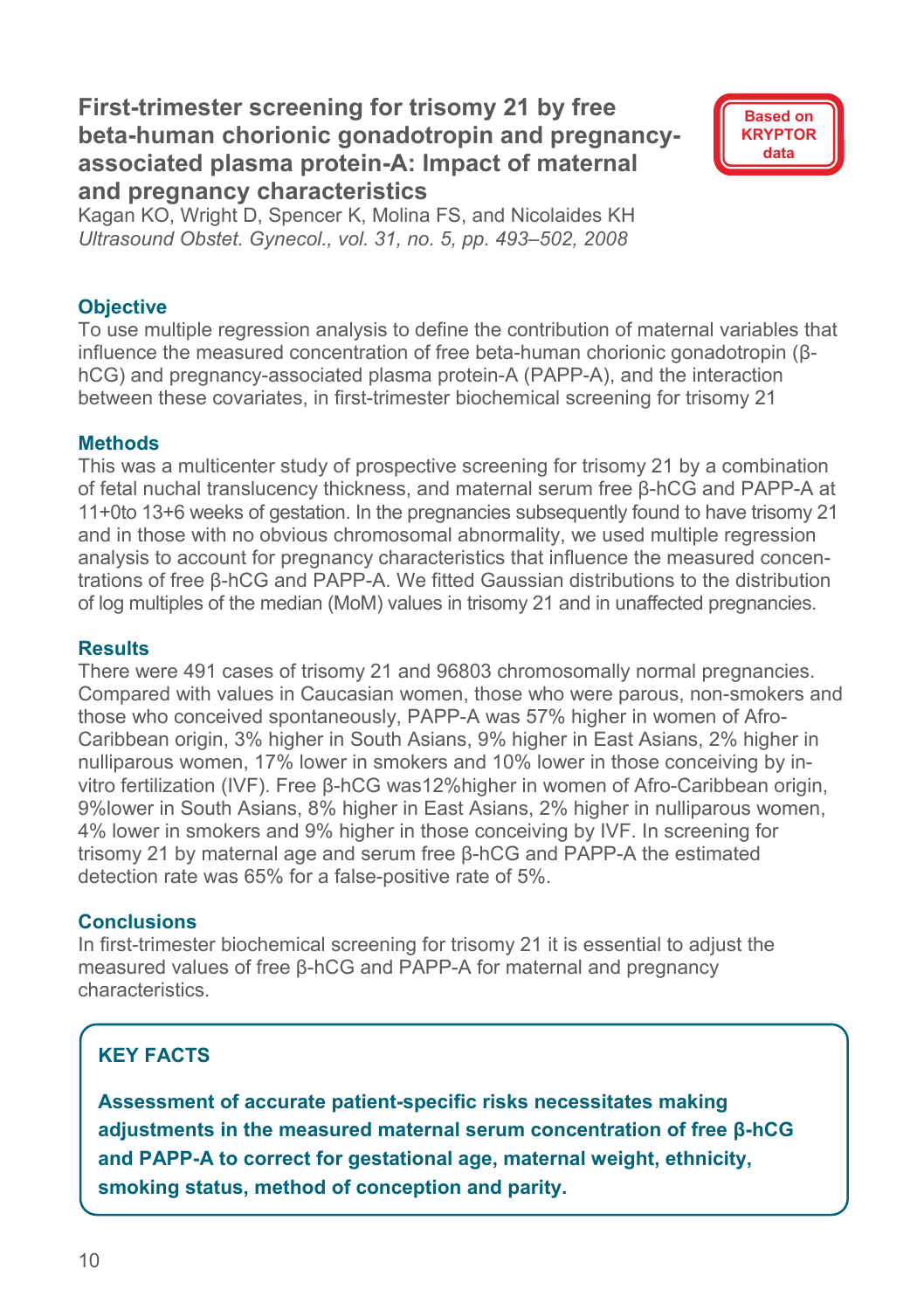# First-trimester screening for trisomy 21 by free beta-human chorionic gonadotropin and pregnancy-associated plasma protein-A: Impact of maternal and pregnancy characteristics

**Based on KRYPTOR data**

Kagan KO, Wright D, Spencer K, Molina FS, and Nicolaides KH
*Ultrasound Obstet. Gynecol., vol. 31, no. 5, pp. 493–502, 2008*

## Objective

To use multiple regression analysis to define the contribution of maternal variables that influence the measured concentration of free beta-human chorionic gonadotropin (β-hCG) and pregnancy-associated plasma protein-A (PAPP-A), and the interaction between these covariates, in first-trimester biochemical screening for trisomy 21

## Methods

This was a multicenter study of prospective screening for trisomy 21 by a combination of fetal nuchal translucency thickness, and maternal serum free β-hCG and PAPP-A at 11+0to 13+6 weeks of gestation. In the pregnancies subsequently found to have trisomy 21 and in those with no obvious chromosomal abnormality, we used multiple regression analysis to account for pregnancy characteristics that influence the measured concentrations of free β-hCG and PAPP-A. We fitted Gaussian distributions to the distribution of log multiples of the median (MoM) values in trisomy 21 and in unaffected pregnancies.

## Results

There were 491 cases of trisomy 21 and 96803 chromosomally normal pregnancies. Compared with values in Caucasian women, those who were parous, non-smokers and those who conceived spontaneously, PAPP-A was 57% higher in women of Afro-Caribbean origin, 3% higher in South Asians, 9% higher in East Asians, 2% higher in nulliparous women, 17% lower in smokers and 10% lower in those conceiving by in-vitro fertilization (IVF). Free β-hCG was12%higher in women of Afro-Caribbean origin, 9%lower in South Asians, 8% higher in East Asians, 2% higher in nulliparous women, 4% lower in smokers and 9% higher in those conceiving by IVF. In screening for trisomy 21 by maternal age and serum free β-hCG and PAPP-A the estimated detection rate was 65% for a false-positive rate of 5%.

## Conclusions

In first-trimester biochemical screening for trisomy 21 it is essential to adjust the measured values of free β-hCG and PAPP-A for maternal and pregnancy characteristics.

### KEY FACTS

**Assessment of accurate patient-specific risks necessitates making adjustments in the measured maternal serum concentration of free β-hCG and PAPP-A to correct for gestational age, maternal weight, ethnicity, smoking status, method of conception and parity.**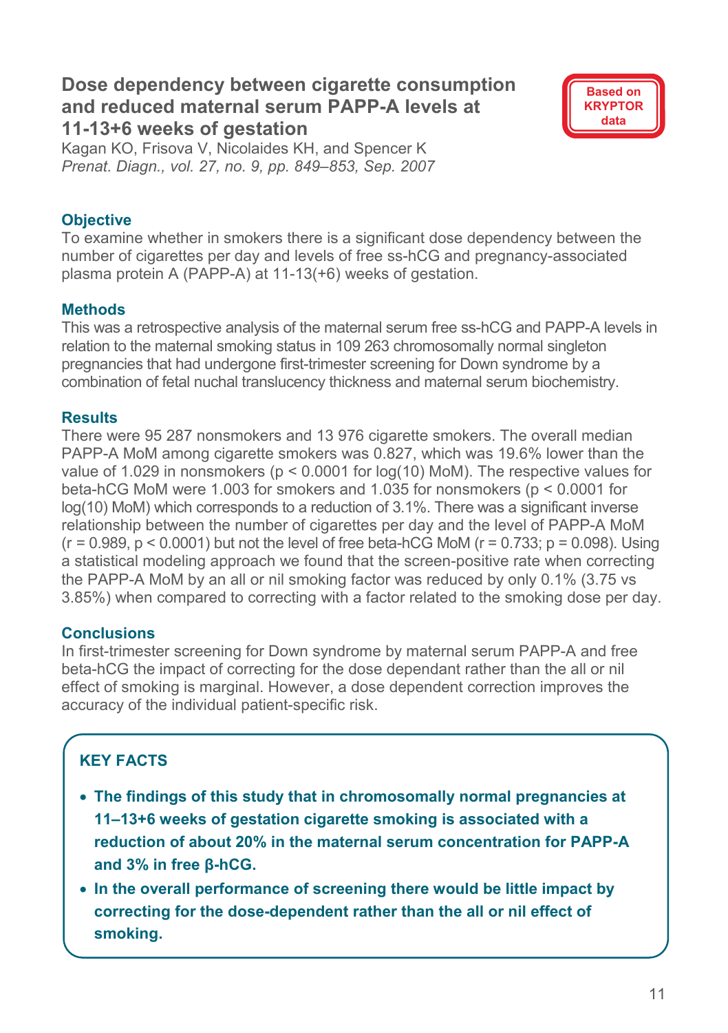## Dose dependency between cigarette consumption and reduced maternal serum PAPP-A levels at 11-13+6 weeks of gestation

**Based on KRYPTOR data**

Kagan KO, Frisova V, Nicolaides KH, and Spencer K
*Prenat. Diagn., vol. 27, no. 9, pp. 849–853, Sep. 2007*

### Objective

To examine whether in smokers there is a significant dose dependency between the number of cigarettes per day and levels of free ss-hCG and pregnancy-associated plasma protein A (PAPP-A) at 11-13(+6) weeks of gestation.

### Methods

This was a retrospective analysis of the maternal serum free ss-hCG and PAPP-A levels in relation to the maternal smoking status in 109 263 chromosomally normal singleton pregnancies that had undergone first-trimester screening for Down syndrome by a combination of fetal nuchal translucency thickness and maternal serum biochemistry.

### Results

There were 95 287 nonsmokers and 13 976 cigarette smokers. The overall median PAPP-A MoM among cigarette smokers was 0.827, which was 19.6% lower than the value of 1.029 in nonsmokers ($p < 0.0001$ for log(10) MoM). The respective values for beta-hCG MoM were 1.003 for smokers and 1.035 for nonsmokers ($p < 0.0001$ for log(10) MoM) which corresponds to a reduction of 3.1%. There was a significant inverse relationship between the number of cigarettes per day and the level of PAPP-A MoM ($r = 0.989$, $p < 0.0001$) but not the level of free beta-hCG MoM ($r = 0.733$; $p = 0.098$). Using a statistical modeling approach we found that the screen-positive rate when correcting the PAPP-A MoM by an all or nil smoking factor was reduced by only 0.1% (3.75 vs 3.85%) when compared to correcting with a factor related to the smoking dose per day.

### Conclusions

In first-trimester screening for Down syndrome by maternal serum PAPP-A and free beta-hCG the impact of correcting for the dose dependant rather than the all or nil effect of smoking is marginal. However, a dose dependent correction improves the accuracy of the individual patient-specific risk.

### KEY FACTS

- **The findings of this study that in chromosomally normal pregnancies at 11–13+6 weeks of gestation cigarette smoking is associated with a reduction of about 20% in the maternal serum concentration for PAPP-A and 3% in free β-hCG.**
- **In the overall performance of screening there would be little impact by correcting for the dose-dependent rather than the all or nil effect of smoking.**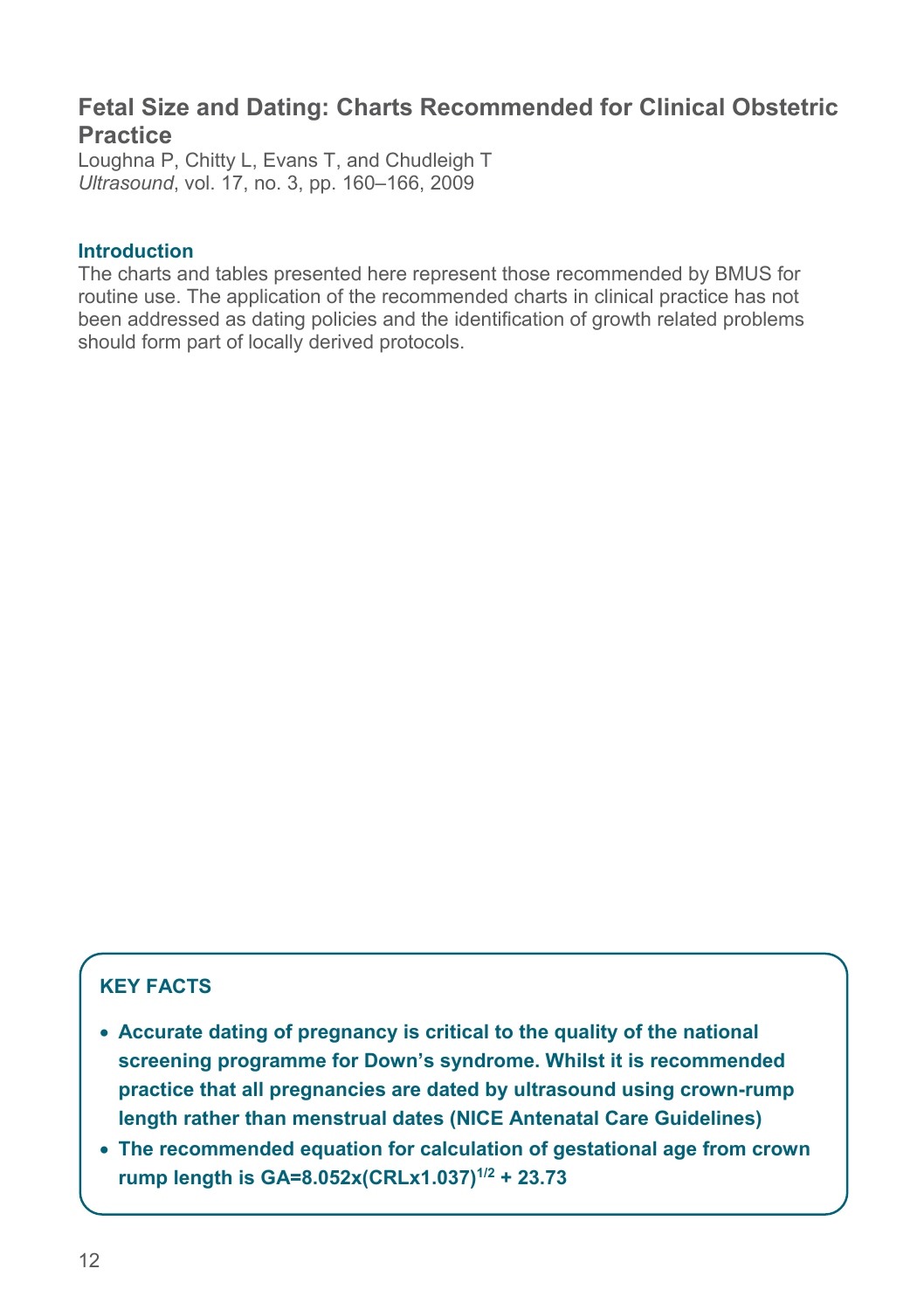## Fetal Size and Dating: Charts Recommended for Clinical Obstetric Practice

Loughna P, Chitty L, Evans T, and Chudleigh T
*Ultrasound*, vol. 17, no. 3, pp. 160–166, 2009

### Introduction

The charts and tables presented here represent those recommended by BMUS for routine use. The application of the recommended charts in clinical practice has not been addressed as dating policies and the identification of growth related problems should form part of locally derived protocols.

### KEY FACTS

- **Accurate dating of pregnancy is critical to the quality of the national screening programme for Down's syndrome. Whilst it is recommended practice that all pregnancies are dated by ultrasound using crown-rump length rather than menstrual dates (NICE Antenatal Care Guidelines)**
- **The recommended equation for calculation of gestational age from crown rump length is $GA=8.052x(CRLx1.037)^{1/2} + 23.73$**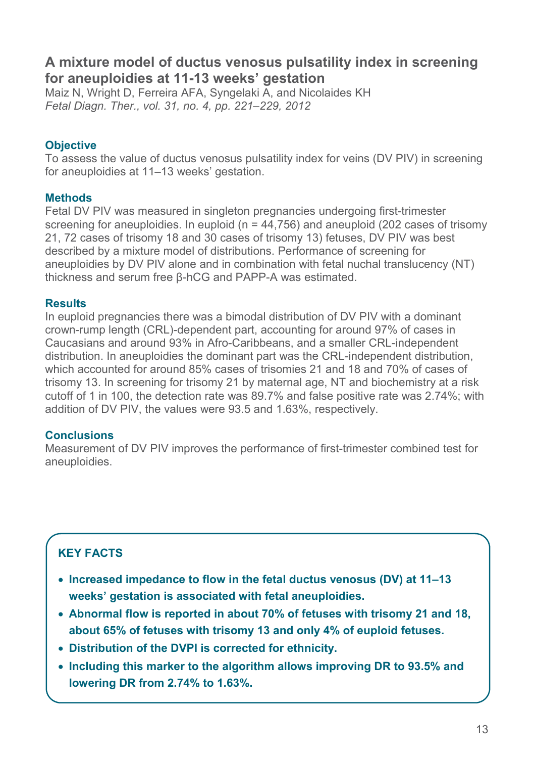## A mixture model of ductus venosus pulsatility index in screening for aneuploidies at 11-13 weeks' gestation

Maiz N, Wright D, Ferreira AFA, Syngelaki A, and Nicolaides KH
*Fetal Diagn. Ther., vol. 31, no. 4, pp. 221–229, 2012*

### Objective

To assess the value of ductus venosus pulsatility index for veins (DV PIV) in screening for aneuploidies at 11–13 weeks' gestation.

### Methods

Fetal DV PIV was measured in singleton pregnancies undergoing first-trimester screening for aneuploidies. In euploid (n = 44,756) and aneuploid (202 cases of trisomy 21, 72 cases of trisomy 18 and 30 cases of trisomy 13) fetuses, DV PIV was best described by a mixture model of distributions. Performance of screening for aneuploidies by DV PIV alone and in combination with fetal nuchal translucency (NT) thickness and serum free β-hCG and PAPP-A was estimated.

### Results

In euploid pregnancies there was a bimodal distribution of DV PIV with a dominant crown-rump length (CRL)-dependent part, accounting for around 97% of cases in Caucasians and around 93% in Afro-Caribbeans, and a smaller CRL-independent distribution. In aneuploidies the dominant part was the CRL-independent distribution, which accounted for around 85% cases of trisomies 21 and 18 and 70% of cases of trisomy 13. In screening for trisomy 21 by maternal age, NT and biochemistry at a risk cutoff of 1 in 100, the detection rate was 89.7% and false positive rate was 2.74%; with addition of DV PIV, the values were 93.5 and 1.63%, respectively.

### Conclusions

Measurement of DV PIV improves the performance of first-trimester combined test for aneuploidies.

### KEY FACTS

- **Increased impedance to flow in the fetal ductus venosus (DV) at 11–13 weeks' gestation is associated with fetal aneuploidies.**
- **Abnormal flow is reported in about 70% of fetuses with trisomy 21 and 18, about 65% of fetuses with trisomy 13 and only 4% of euploid fetuses.**
- **Distribution of the DVPI is corrected for ethnicity.**
- **Including this marker to the algorithm allows improving DR to 93.5% and lowering DR from 2.74% to 1.63%.**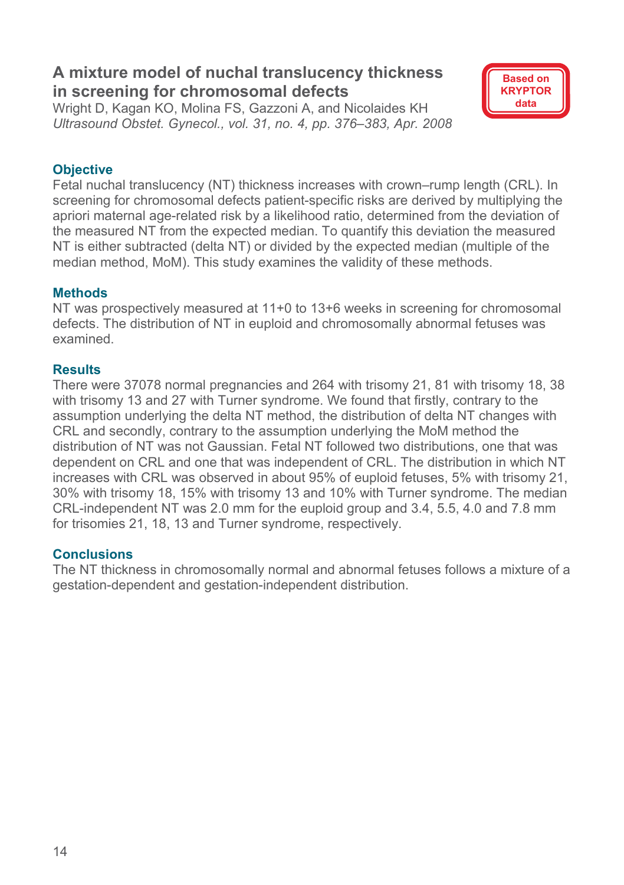## A mixture model of nuchal translucency thickness in screening for chromosomal defects

Based on KRYPTOR data

Wright D, Kagan KO, Molina FS, Gazzoni A, and Nicolaides KH
*Ultrasound Obstet. Gynecol., vol. 31, no. 4, pp. 376–383, Apr. 2008*

### Objective

Fetal nuchal translucency (NT) thickness increases with crown–rump length (CRL). In screening for chromosomal defects patient-specific risks are derived by multiplying the apriori maternal age-related risk by a likelihood ratio, determined from the deviation of the measured NT from the expected median. To quantify this deviation the measured NT is either subtracted (delta NT) or divided by the expected median (multiple of the median method, MoM). This study examines the validity of these methods.

### Methods

NT was prospectively measured at 11+0 to 13+6 weeks in screening for chromosomal defects. The distribution of NT in euploid and chromosomally abnormal fetuses was examined.

### Results

There were 37078 normal pregnancies and 264 with trisomy 21, 81 with trisomy 18, 38 with trisomy 13 and 27 with Turner syndrome. We found that firstly, contrary to the assumption underlying the delta NT method, the distribution of delta NT changes with CRL and secondly, contrary to the assumption underlying the MoM method the distribution of NT was not Gaussian. Fetal NT followed two distributions, one that was dependent on CRL and one that was independent of CRL. The distribution in which NT increases with CRL was observed in about 95% of euploid fetuses, 5% with trisomy 21, 30% with trisomy 18, 15% with trisomy 13 and 10% with Turner syndrome. The median CRL-independent NT was 2.0 mm for the euploid group and 3.4, 5.5, 4.0 and 7.8 mm for trisomies 21, 18, 13 and Turner syndrome, respectively.

### Conclusions

The NT thickness in chromosomally normal and abnormal fetuses follows a mixture of a gestation-dependent and gestation-independent distribution.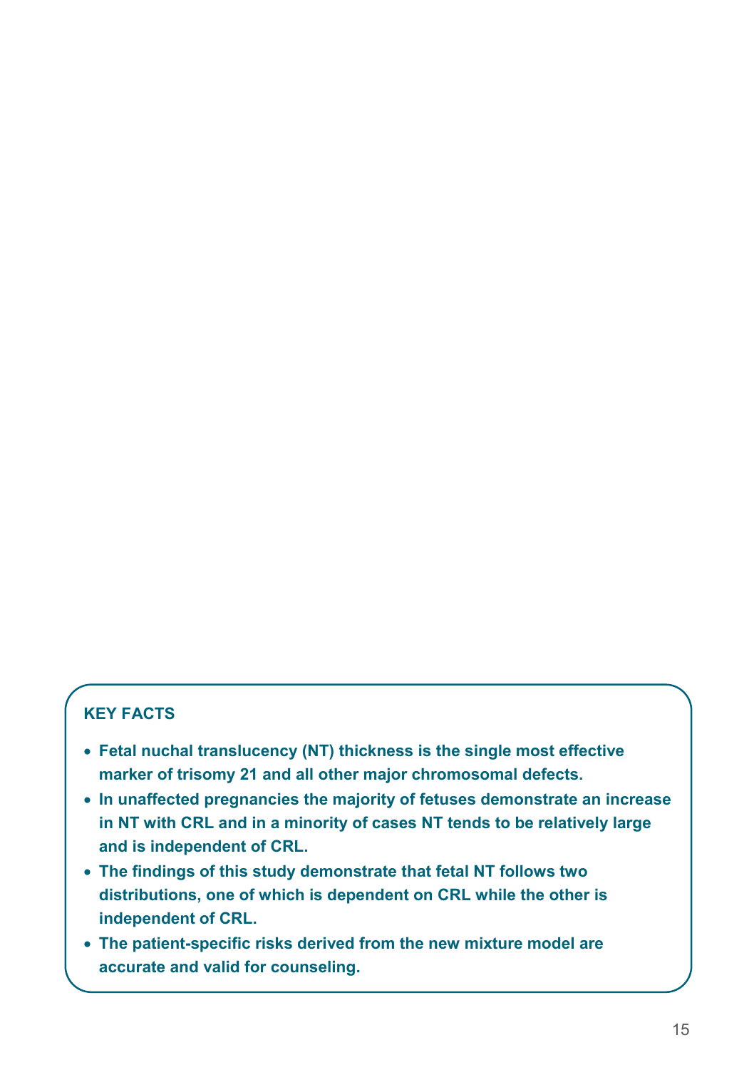### KEY FACTS

- **Fetal nuchal translucency (NT) thickness is the single most effective marker of trisomy 21 and all other major chromosomal defects.**
- **In unaffected pregnancies the majority of fetuses demonstrate an increase in NT with CRL and in a minority of cases NT tends to be relatively large and is independent of CRL.**
- **The findings of this study demonstrate that fetal NT follows two distributions, one of which is dependent on CRL while the other is independent of CRL.**
- **The patient-specific risks derived from the new mixture model are accurate and valid for counseling.**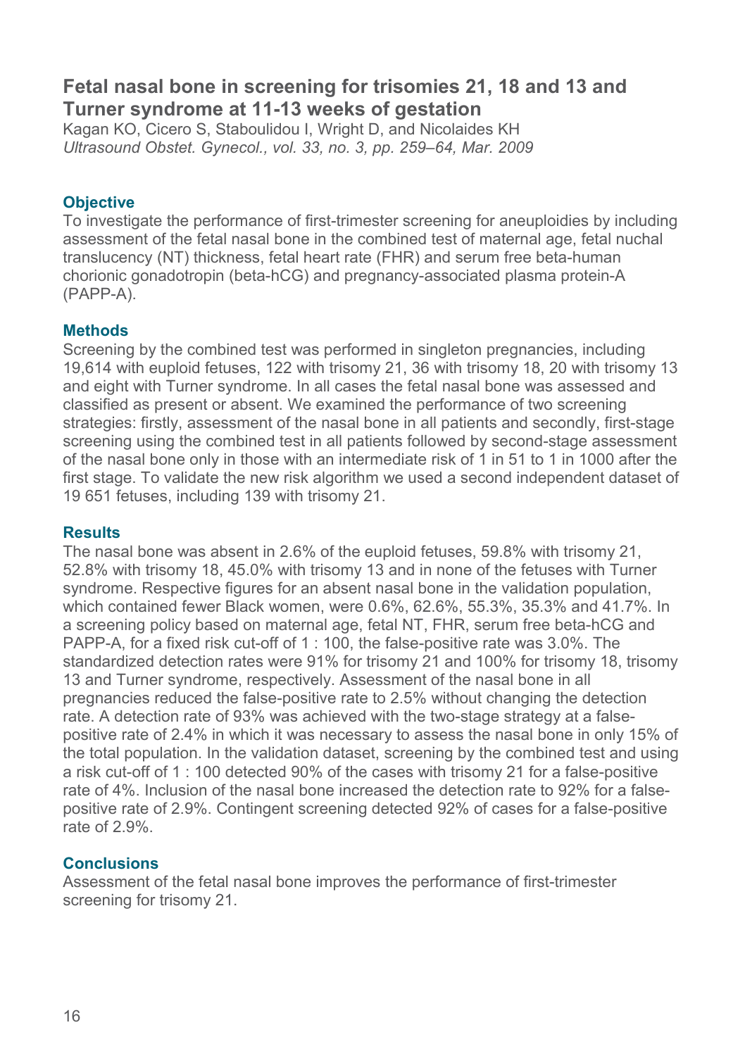## Fetal nasal bone in screening for trisomies 21, 18 and 13 and Turner syndrome at 11-13 weeks of gestation

Kagan KO, Cicero S, Staboulidou I, Wright D, and Nicolaides KH
*Ultrasound Obstet. Gynecol., vol. 33, no. 3, pp. 259–64, Mar. 2009*

### Objective

To investigate the performance of first-trimester screening for aneuploidies by including assessment of the fetal nasal bone in the combined test of maternal age, fetal nuchal translucency (NT) thickness, fetal heart rate (FHR) and serum free beta-human chorionic gonadotropin (beta-hCG) and pregnancy-associated plasma protein-A (PAPP-A).

### Methods

Screening by the combined test was performed in singleton pregnancies, including 19,614 with euploid fetuses, 122 with trisomy 21, 36 with trisomy 18, 20 with trisomy 13 and eight with Turner syndrome. In all cases the fetal nasal bone was assessed and classified as present or absent. We examined the performance of two screening strategies: firstly, assessment of the nasal bone in all patients and secondly, first-stage screening using the combined test in all patients followed by second-stage assessment of the nasal bone only in those with an intermediate risk of 1 in 51 to 1 in 1000 after the first stage. To validate the new risk algorithm we used a second independent dataset of 19 651 fetuses, including 139 with trisomy 21.

### Results

The nasal bone was absent in 2.6% of the euploid fetuses, 59.8% with trisomy 21, 52.8% with trisomy 18, 45.0% with trisomy 13 and in none of the fetuses with Turner syndrome. Respective figures for an absent nasal bone in the validation population, which contained fewer Black women, were 0.6%, 62.6%, 55.3%, 35.3% and 41.7%. In a screening policy based on maternal age, fetal NT, FHR, serum free beta-hCG and PAPP-A, for a fixed risk cut-off of 1 : 100, the false-positive rate was 3.0%. The standardized detection rates were 91% for trisomy 21 and 100% for trisomy 18, trisomy 13 and Turner syndrome, respectively. Assessment of the nasal bone in all pregnancies reduced the false-positive rate to 2.5% without changing the detection rate. A detection rate of 93% was achieved with the two-stage strategy at a false-positive rate of 2.4% in which it was necessary to assess the nasal bone in only 15% of the total population. In the validation dataset, screening by the combined test and using a risk cut-off of 1 : 100 detected 90% of the cases with trisomy 21 for a false-positive rate of 4%. Inclusion of the nasal bone increased the detection rate to 92% for a false-positive rate of 2.9%. Contingent screening detected 92% of cases for a false-positive rate of 2.9%.

### Conclusions

Assessment of the fetal nasal bone improves the performance of first-trimester screening for trisomy 21.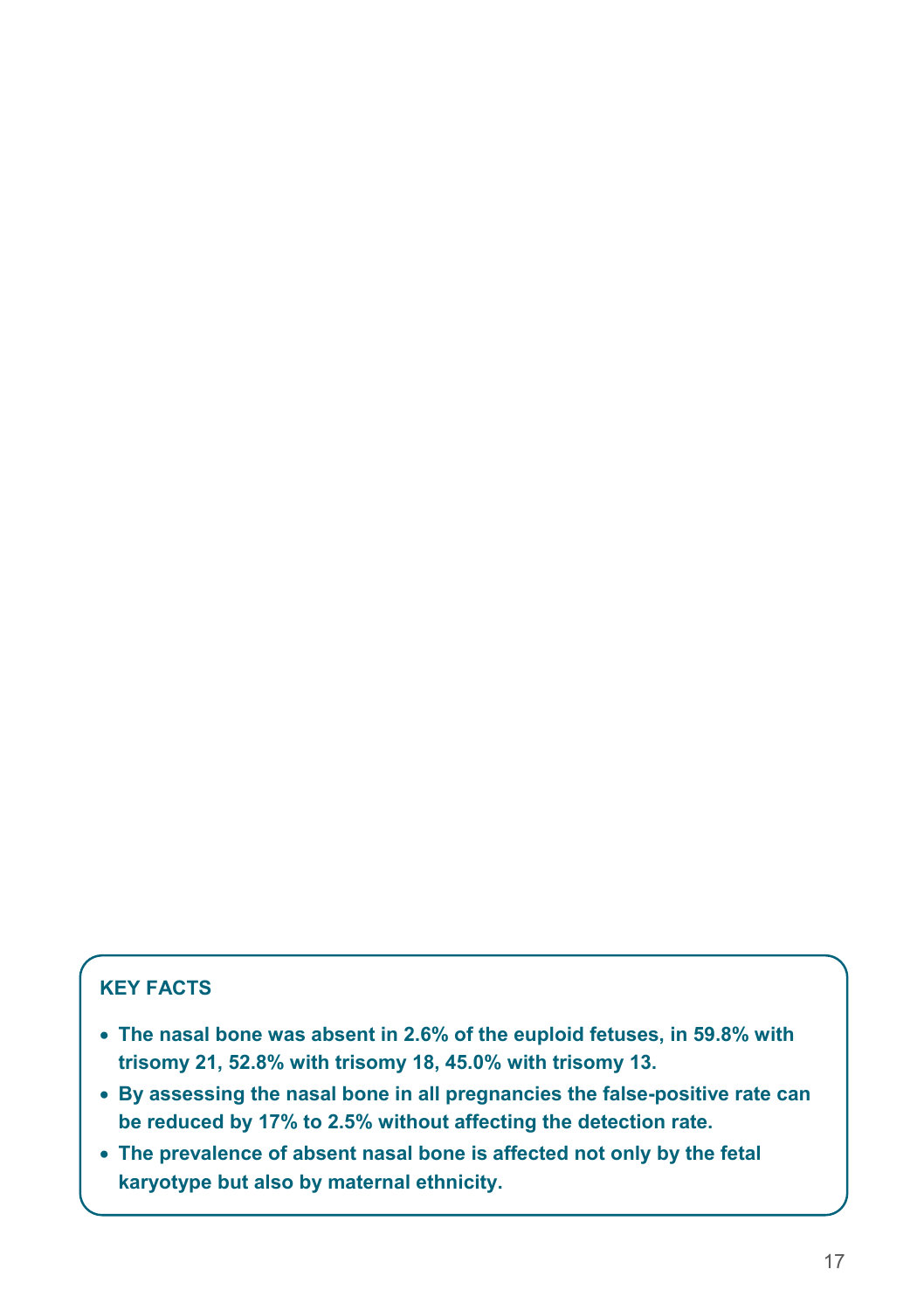**KEY FACTS**

- **The nasal bone was absent in 2.6% of the euploid fetuses, in 59.8% with trisomy 21, 52.8% with trisomy 18, 45.0% with trisomy 13.**
- **By assessing the nasal bone in all pregnancies the false-positive rate can be reduced by 17% to 2.5% without affecting the detection rate.**
- **The prevalence of absent nasal bone is affected not only by the fetal karyotype but also by maternal ethnicity.**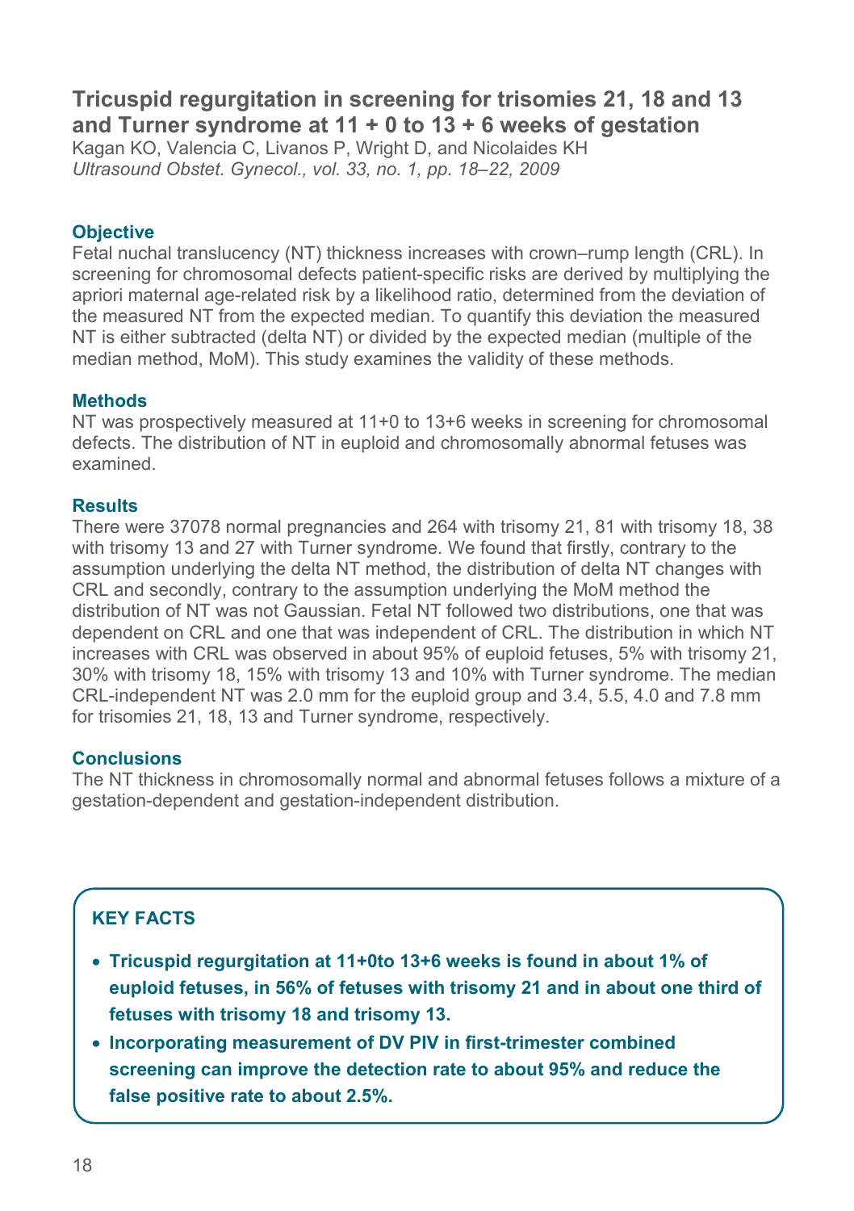## Tricuspid regurgitation in screening for trisomies 21, 18 and 13 and Turner syndrome at 11 + 0 to 13 + 6 weeks of gestation

Kagan KO, Valencia C, Livanos P, Wright D, and Nicolaides KH
*Ultrasound Obstet. Gynecol., vol. 33, no. 1, pp. 18–22, 2009*

### Objective

Fetal nuchal translucency (NT) thickness increases with crown–rump length (CRL). In screening for chromosomal defects patient-specific risks are derived by multiplying the apriori maternal age-related risk by a likelihood ratio, determined from the deviation of the measured NT from the expected median. To quantify this deviation the measured NT is either subtracted (delta NT) or divided by the expected median (multiple of the median method, MoM). This study examines the validity of these methods.

### Methods

NT was prospectively measured at 11+0 to 13+6 weeks in screening for chromosomal defects. The distribution of NT in euploid and chromosomally abnormal fetuses was examined.

### Results

There were 37078 normal pregnancies and 264 with trisomy 21, 81 with trisomy 18, 38 with trisomy 13 and 27 with Turner syndrome. We found that firstly, contrary to the assumption underlying the delta NT method, the distribution of delta NT changes with CRL and secondly, contrary to the assumption underlying the MoM method the distribution of NT was not Gaussian. Fetal NT followed two distributions, one that was dependent on CRL and one that was independent of CRL. The distribution in which NT increases with CRL was observed in about 95% of euploid fetuses, 5% with trisomy 21, 30% with trisomy 18, 15% with trisomy 13 and 10% with Turner syndrome. The median CRL-independent NT was 2.0 mm for the euploid group and 3.4, 5.5, 4.0 and 7.8 mm for trisomies 21, 18, 13 and Turner syndrome, respectively.

### Conclusions

The NT thickness in chromosomally normal and abnormal fetuses follows a mixture of a gestation-dependent and gestation-independent distribution.

### KEY FACTS

- **Tricuspid regurgitation at 11+0to 13+6 weeks is found in about 1% of euploid fetuses, in 56% of fetuses with trisomy 21 and in about one third of fetuses with trisomy 18 and trisomy 13.**
- **Incorporating measurement of DV PIV in first-trimester combined screening can improve the detection rate to about 95% and reduce the false positive rate to about 2.5%.**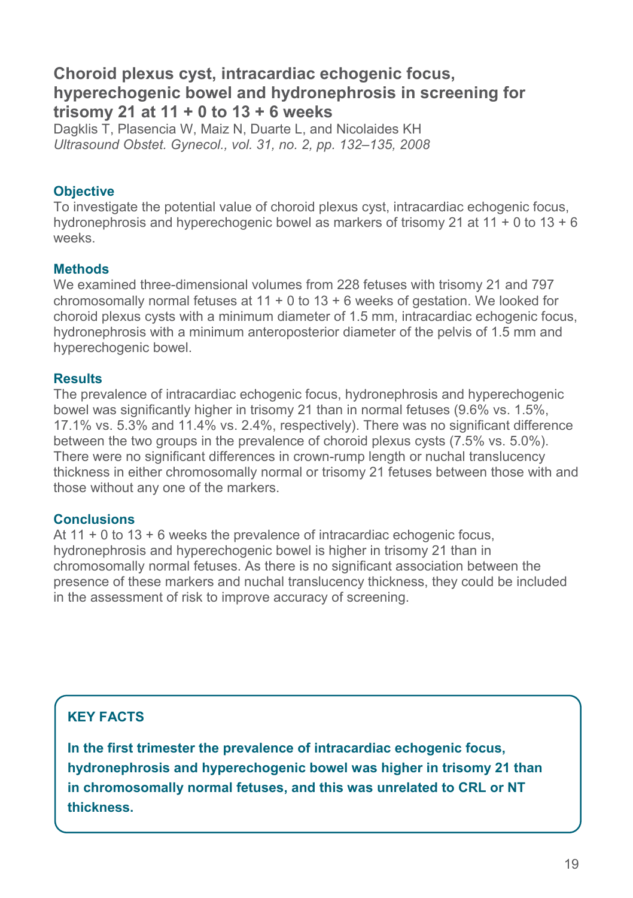## Choroid plexus cyst, intracardiac echogenic focus, hyperechogenic bowel and hydronephrosis in screening for trisomy 21 at 11 + 0 to 13 + 6 weeks

Dagklis T, Plasencia W, Maiz N, Duarte L, and Nicolaides KH
*Ultrasound Obstet. Gynecol., vol. 31, no. 2, pp. 132–135, 2008*

### Objective

To investigate the potential value of choroid plexus cyst, intracardiac echogenic focus, hydronephrosis and hyperechogenic bowel as markers of trisomy 21 at 11 + 0 to 13 + 6 weeks.

### Methods

We examined three-dimensional volumes from 228 fetuses with trisomy 21 and 797 chromosomally normal fetuses at 11 + 0 to 13 + 6 weeks of gestation. We looked for choroid plexus cysts with a minimum diameter of 1.5 mm, intracardiac echogenic focus, hydronephrosis with a minimum anteroposterior diameter of the pelvis of 1.5 mm and hyperechogenic bowel.

### Results

The prevalence of intracardiac echogenic focus, hydronephrosis and hyperechogenic bowel was significantly higher in trisomy 21 than in normal fetuses (9.6% vs. 1.5%, 17.1% vs. 5.3% and 11.4% vs. 2.4%, respectively). There was no significant difference between the two groups in the prevalence of choroid plexus cysts (7.5% vs. 5.0%). There were no significant differences in crown-rump length or nuchal translucency thickness in either chromosomally normal or trisomy 21 fetuses between those with and those without any one of the markers.

### Conclusions

At 11 + 0 to 13 + 6 weeks the prevalence of intracardiac echogenic focus, hydronephrosis and hyperechogenic bowel is higher in trisomy 21 than in chromosomally normal fetuses. As there is no significant association between the presence of these markers and nuchal translucency thickness, they could be included in the assessment of risk to improve accuracy of screening.

**KEY FACTS**

**In the first trimester the prevalence of intracardiac echogenic focus, hydronephrosis and hyperechogenic bowel was higher in trisomy 21 than in chromosomally normal fetuses, and this was unrelated to CRL or NT thickness.**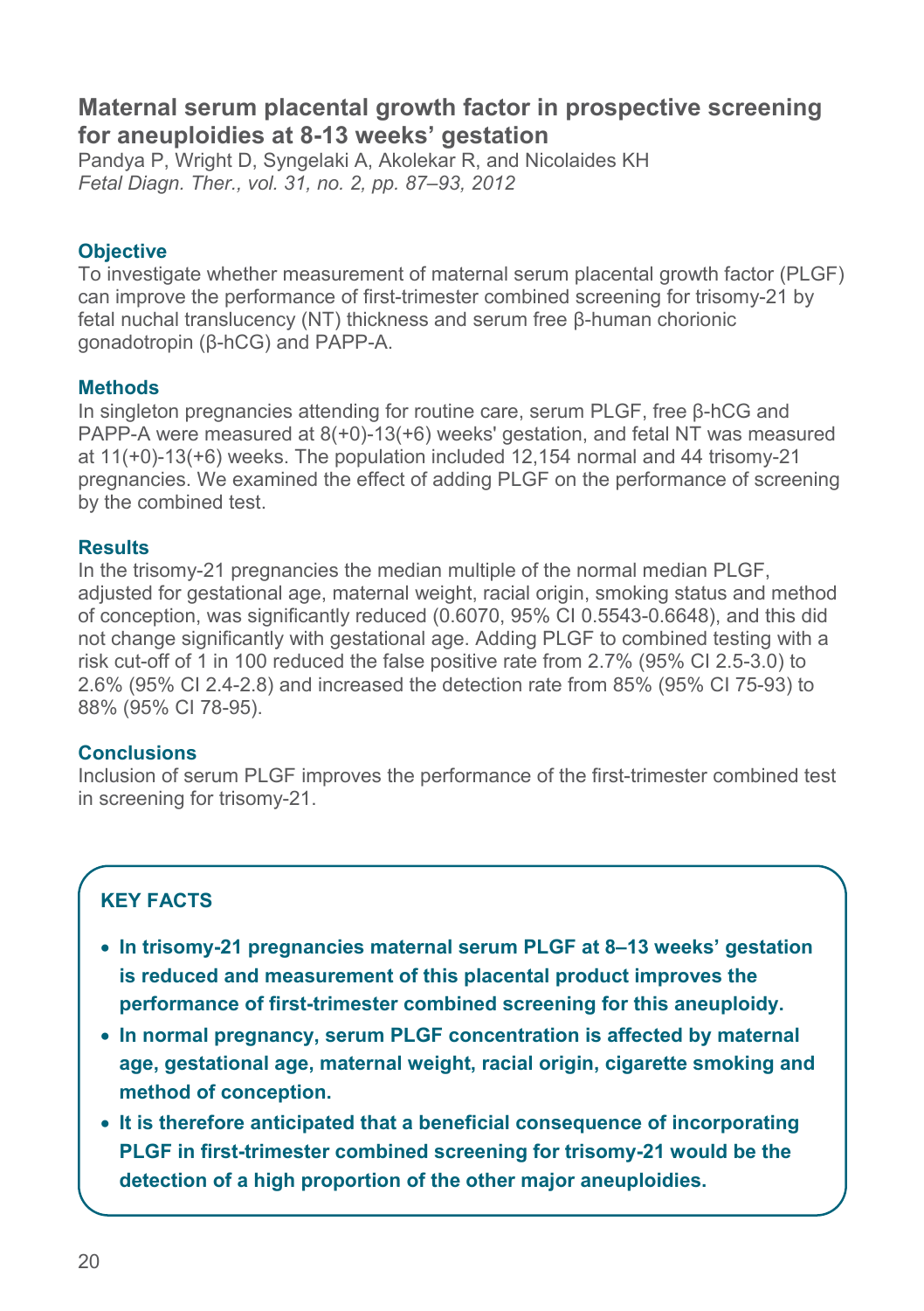## Maternal serum placental growth factor in prospective screening for aneuploidies at 8-13 weeks' gestation

Pandya P, Wright D, Syngelaki A, Akolekar R, and Nicolaides KH
*Fetal Diagn. Ther., vol. 31, no. 2, pp. 87–93, 2012*

### Objective

To investigate whether measurement of maternal serum placental growth factor (PLGF) can improve the performance of first-trimester combined screening for trisomy-21 by fetal nuchal translucency (NT) thickness and serum free β-human chorionic gonadotropin (β-hCG) and PAPP-A.

### Methods

In singleton pregnancies attending for routine care, serum PLGF, free β-hCG and PAPP-A were measured at 8(+0)-13(+6) weeks' gestation, and fetal NT was measured at 11(+0)-13(+6) weeks. The population included 12,154 normal and 44 trisomy-21 pregnancies. We examined the effect of adding PLGF on the performance of screening by the combined test.

### Results

In the trisomy-21 pregnancies the median multiple of the normal median PLGF, adjusted for gestational age, maternal weight, racial origin, smoking status and method of conception, was significantly reduced (0.6070, 95% CI 0.5543-0.6648), and this did not change significantly with gestational age. Adding PLGF to combined testing with a risk cut-off of 1 in 100 reduced the false positive rate from 2.7% (95% CI 2.5-3.0) to 2.6% (95% CI 2.4-2.8) and increased the detection rate from 85% (95% CI 75-93) to 88% (95% CI 78-95).

### Conclusions

Inclusion of serum PLGF improves the performance of the first-trimester combined test in screening for trisomy-21.

### KEY FACTS

- **In trisomy-21 pregnancies maternal serum PLGF at 8–13 weeks' gestation is reduced and measurement of this placental product improves the performance of first-trimester combined screening for this aneuploidy.**
- **In normal pregnancy, serum PLGF concentration is affected by maternal age, gestational age, maternal weight, racial origin, cigarette smoking and method of conception.**
- **It is therefore anticipated that a beneficial consequence of incorporating PLGF in first-trimester combined screening for trisomy-21 would be the detection of a high proportion of the other major aneuploidies.**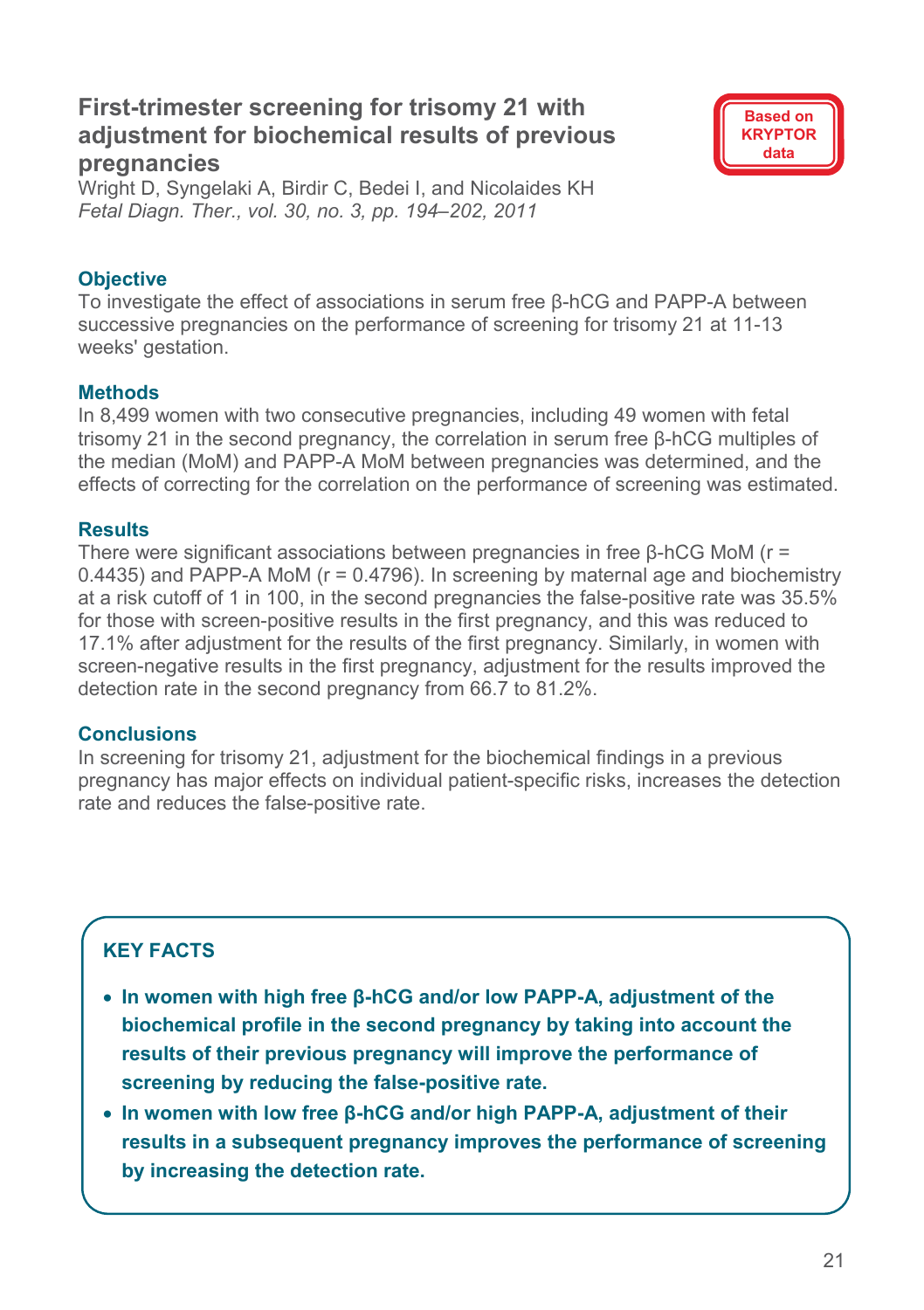## First-trimester screening for trisomy 21 with adjustment for biochemical results of previous pregnancies

**Based on KRYPTOR data**

Wright D, Syngelaki A, Birdir C, Bedei I, and Nicolaides KH
*Fetal Diagn. Ther., vol. 30, no. 3, pp. 194–202, 2011*

### Objective

To investigate the effect of associations in serum free β-hCG and PAPP-A between successive pregnancies on the performance of screening for trisomy 21 at 11-13 weeks' gestation.

### Methods

In 8,499 women with two consecutive pregnancies, including 49 women with fetal trisomy 21 in the second pregnancy, the correlation in serum free β-hCG multiples of the median (MoM) and PAPP-A MoM between pregnancies was determined, and the effects of correcting for the correlation on the performance of screening was estimated.

### Results

There were significant associations between pregnancies in free β-hCG MoM ($r = 0.4435$) and PAPP-A MoM ($r = 0.4796$). In screening by maternal age and biochemistry at a risk cutoff of 1 in 100, in the second pregnancies the false-positive rate was 35.5% for those with screen-positive results in the first pregnancy, and this was reduced to 17.1% after adjustment for the results of the first pregnancy. Similarly, in women with screen-negative results in the first pregnancy, adjustment for the results improved the detection rate in the second pregnancy from 66.7 to 81.2%.

### Conclusions

In screening for trisomy 21, adjustment for the biochemical findings in a previous pregnancy has major effects on individual patient-specific risks, increases the detection rate and reduces the false-positive rate.

### KEY FACTS

- **In women with high free β-hCG and/or low PAPP-A, adjustment of the biochemical profile in the second pregnancy by taking into account the results of their previous pregnancy will improve the performance of screening by reducing the false-positive rate.**
- **In women with low free β-hCG and/or high PAPP-A, adjustment of their results in a subsequent pregnancy improves the performance of screening by increasing the detection rate.**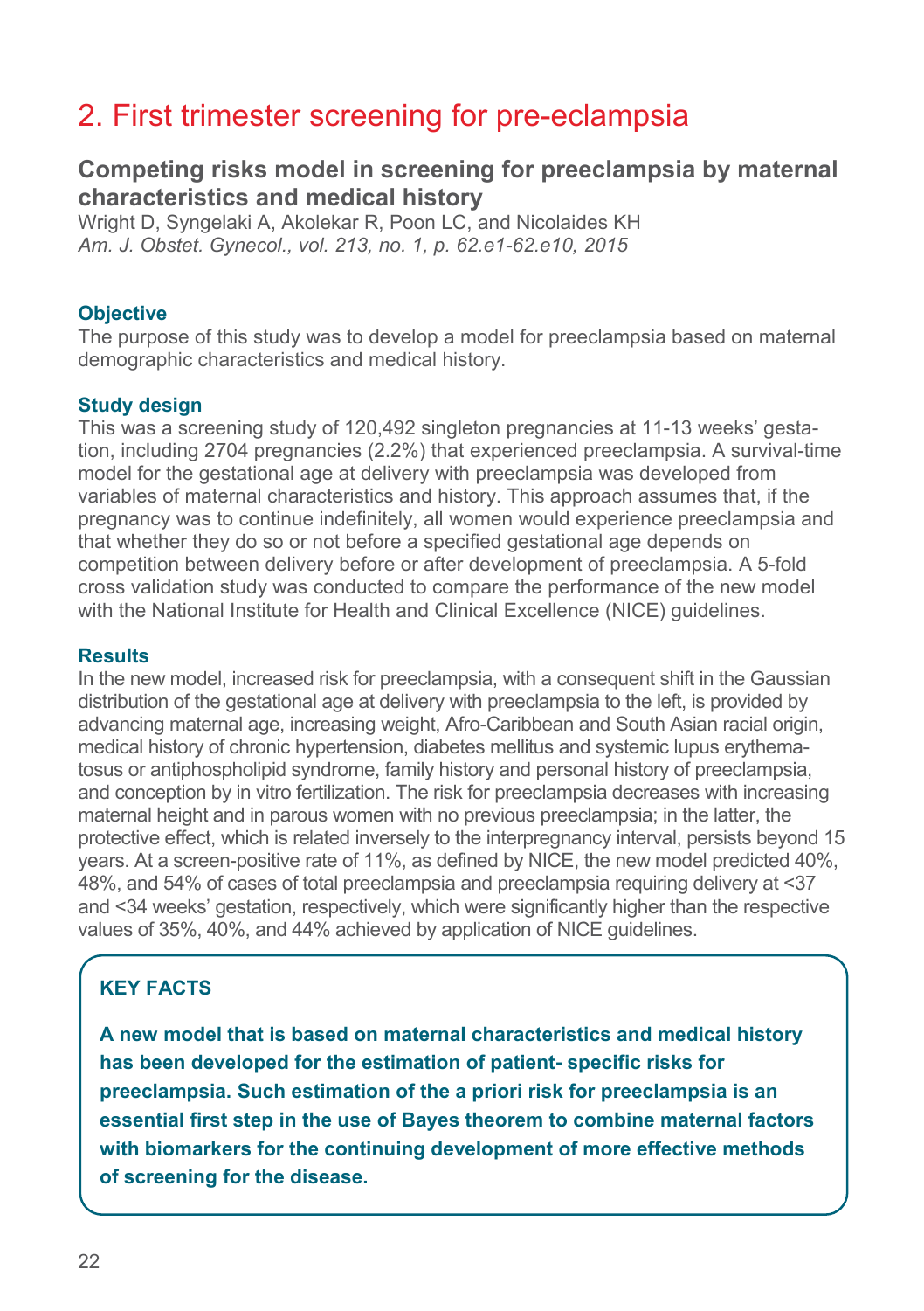# 2. First trimester screening for pre-eclampsia

## Competing risks model in screening for preeclampsia by maternal characteristics and medical history

Wright D, Syngelaki A, Akolekar R, Poon LC, and Nicolaides KH
*Am. J. Obstet. Gynecol., vol. 213, no. 1, p. 62.e1-62.e10, 2015*

### Objective

The purpose of this study was to develop a model for preeclampsia based on maternal demographic characteristics and medical history.

### Study design

This was a screening study of 120,492 singleton pregnancies at 11-13 weeks' gestation, including 2704 pregnancies (2.2%) that experienced preeclampsia. A survival-time model for the gestational age at delivery with preeclampsia was developed from variables of maternal characteristics and history. This approach assumes that, if the pregnancy was to continue indefinitely, all women would experience preeclampsia and that whether they do so or not before a specified gestational age depends on competition between delivery before or after development of preeclampsia. A 5-fold cross validation study was conducted to compare the performance of the new model with the National Institute for Health and Clinical Excellence (NICE) guidelines.

### Results

In the new model, increased risk for preeclampsia, with a consequent shift in the Gaussian distribution of the gestational age at delivery with preeclampsia to the left, is provided by advancing maternal age, increasing weight, Afro-Caribbean and South Asian racial origin, medical history of chronic hypertension, diabetes mellitus and systemic lupus erythematosus or antiphospholipid syndrome, family history and personal history of preeclampsia, and conception by in vitro fertilization. The risk for preeclampsia decreases with increasing maternal height and in parous women with no previous preeclampsia; in the latter, the protective effect, which is related inversely to the interpregnancy interval, persists beyond 15 years. At a screen-positive rate of 11%, as defined by NICE, the new model predicted 40%, 48%, and 54% of cases of total preeclampsia and preeclampsia requiring delivery at <37 and <34 weeks' gestation, respectively, which were significantly higher than the respective values of 35%, 40%, and 44% achieved by application of NICE guidelines.

**KEY FACTS**

**A new model that is based on maternal characteristics and medical history has been developed for the estimation of patient- specific risks for preeclampsia. Such estimation of the a priori risk for preeclampsia is an essential first step in the use of Bayes theorem to combine maternal factors with biomarkers for the continuing development of more effective methods of screening for the disease.**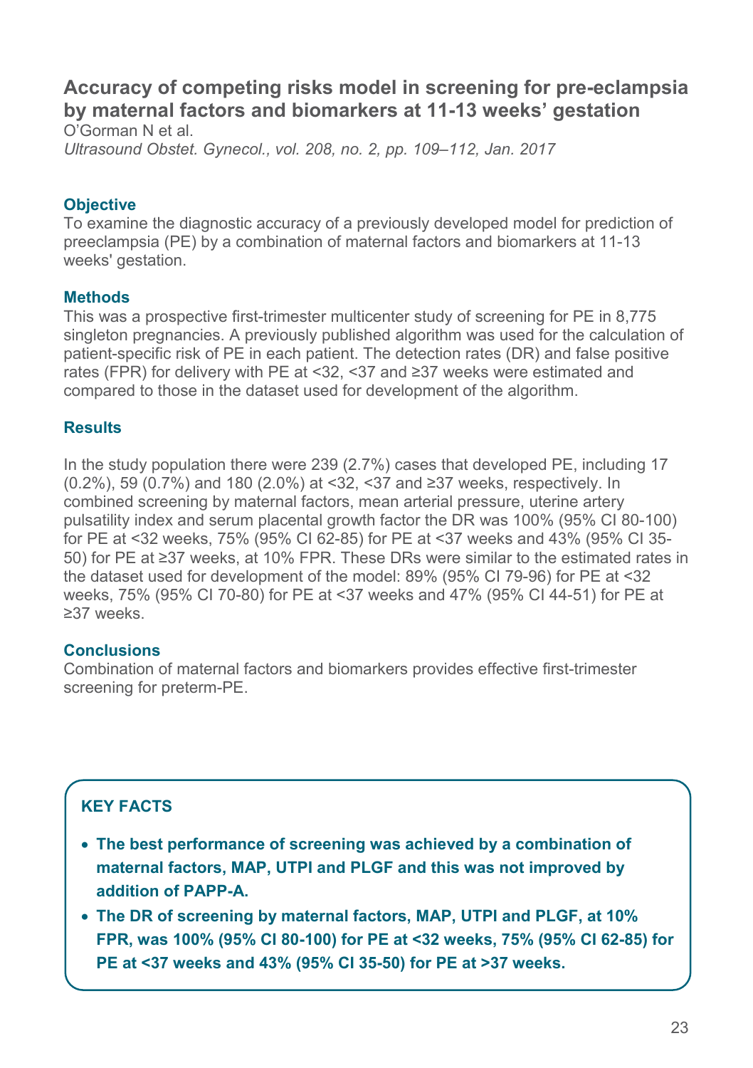## Accuracy of competing risks model in screening for pre-eclampsia by maternal factors and biomarkers at 11-13 weeks' gestation

O'Gorman N et al.

*Ultrasound Obstet. Gynecol., vol. 208, no. 2, pp. 109–112, Jan. 2017*

### Objective

To examine the diagnostic accuracy of a previously developed model for prediction of preeclampsia (PE) by a combination of maternal factors and biomarkers at 11-13 weeks' gestation.

### Methods

This was a prospective first-trimester multicenter study of screening for PE in 8,775 singleton pregnancies. A previously published algorithm was used for the calculation of patient-specific risk of PE in each patient. The detection rates (DR) and false positive rates (FPR) for delivery with PE at <32, <37 and ≥37 weeks were estimated and compared to those in the dataset used for development of the algorithm.

### Results

In the study population there were 239 (2.7%) cases that developed PE, including 17 (0.2%), 59 (0.7%) and 180 (2.0%) at <32, <37 and ≥37 weeks, respectively. In combined screening by maternal factors, mean arterial pressure, uterine artery pulsatility index and serum placental growth factor the DR was 100% (95% CI 80-100) for PE at <32 weeks, 75% (95% CI 62-85) for PE at <37 weeks and 43% (95% CI 35-50) for PE at ≥37 weeks, at 10% FPR. These DRs were similar to the estimated rates in the dataset used for development of the model: 89% (95% CI 79-96) for PE at <32 weeks, 75% (95% CI 70-80) for PE at <37 weeks and 47% (95% CI 44-51) for PE at ≥37 weeks.

### Conclusions

Combination of maternal factors and biomarkers provides effective first-trimester screening for preterm-PE.

### KEY FACTS

- **The best performance of screening was achieved by a combination of maternal factors, MAP, UTPI and PLGF and this was not improved by addition of PAPP-A.**
- **The DR of screening by maternal factors, MAP, UTPI and PLGF, at 10% FPR, was 100% (95% CI 80-100) for PE at <32 weeks, 75% (95% CI 62-85) for PE at <37 weeks and 43% (95% CI 35-50) for PE at >37 weeks.**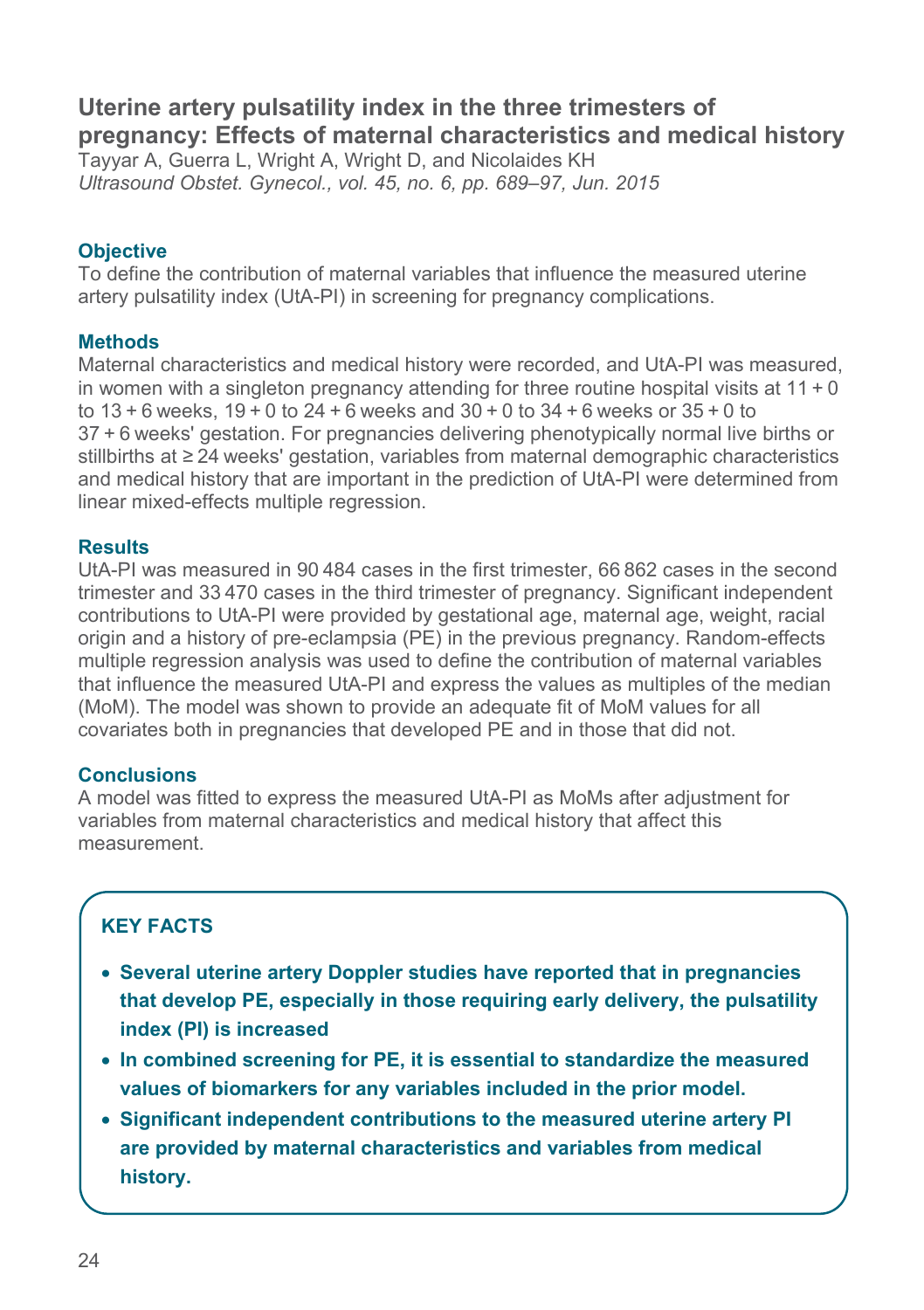## Uterine artery pulsatility index in the three trimesters of pregnancy: Effects of maternal characteristics and medical history

Tayyar A, Guerra L, Wright A, Wright D, and Nicolaides KH

*Ultrasound Obstet. Gynecol., vol. 45, no. 6, pp. 689–97, Jun. 2015*

### Objective

To define the contribution of maternal variables that influence the measured uterine artery pulsatility index (UtA-PI) in screening for pregnancy complications.

### Methods

Maternal characteristics and medical history were recorded, and UtA-PI was measured, in women with a singleton pregnancy attending for three routine hospital visits at 11 + 0 to 13 + 6 weeks, 19 + 0 to 24 + 6 weeks and 30 + 0 to 34 + 6 weeks or 35 + 0 to 37 + 6 weeks' gestation. For pregnancies delivering phenotypically normal live births or stillbirths at ≥ 24 weeks' gestation, variables from maternal demographic characteristics and medical history that are important in the prediction of UtA-PI were determined from linear mixed-effects multiple regression.

### Results

UtA-PI was measured in 90 484 cases in the first trimester, 66 862 cases in the second trimester and 33 470 cases in the third trimester of pregnancy. Significant independent contributions to UtA-PI were provided by gestational age, maternal age, weight, racial origin and a history of pre-eclampsia (PE) in the previous pregnancy. Random-effects multiple regression analysis was used to define the contribution of maternal variables that influence the measured UtA-PI and express the values as multiples of the median (MoM). The model was shown to provide an adequate fit of MoM values for all covariates both in pregnancies that developed PE and in those that did not.

### Conclusions

A model was fitted to express the measured UtA-PI as MoMs after adjustment for variables from maternal characteristics and medical history that affect this measurement.

### KEY FACTS

- **Several uterine artery Doppler studies have reported that in pregnancies that develop PE, especially in those requiring early delivery, the pulsatility index (PI) is increased**
- **In combined screening for PE, it is essential to standardize the measured values of biomarkers for any variables included in the prior model.**
- **Significant independent contributions to the measured uterine artery PI are provided by maternal characteristics and variables from medical history.**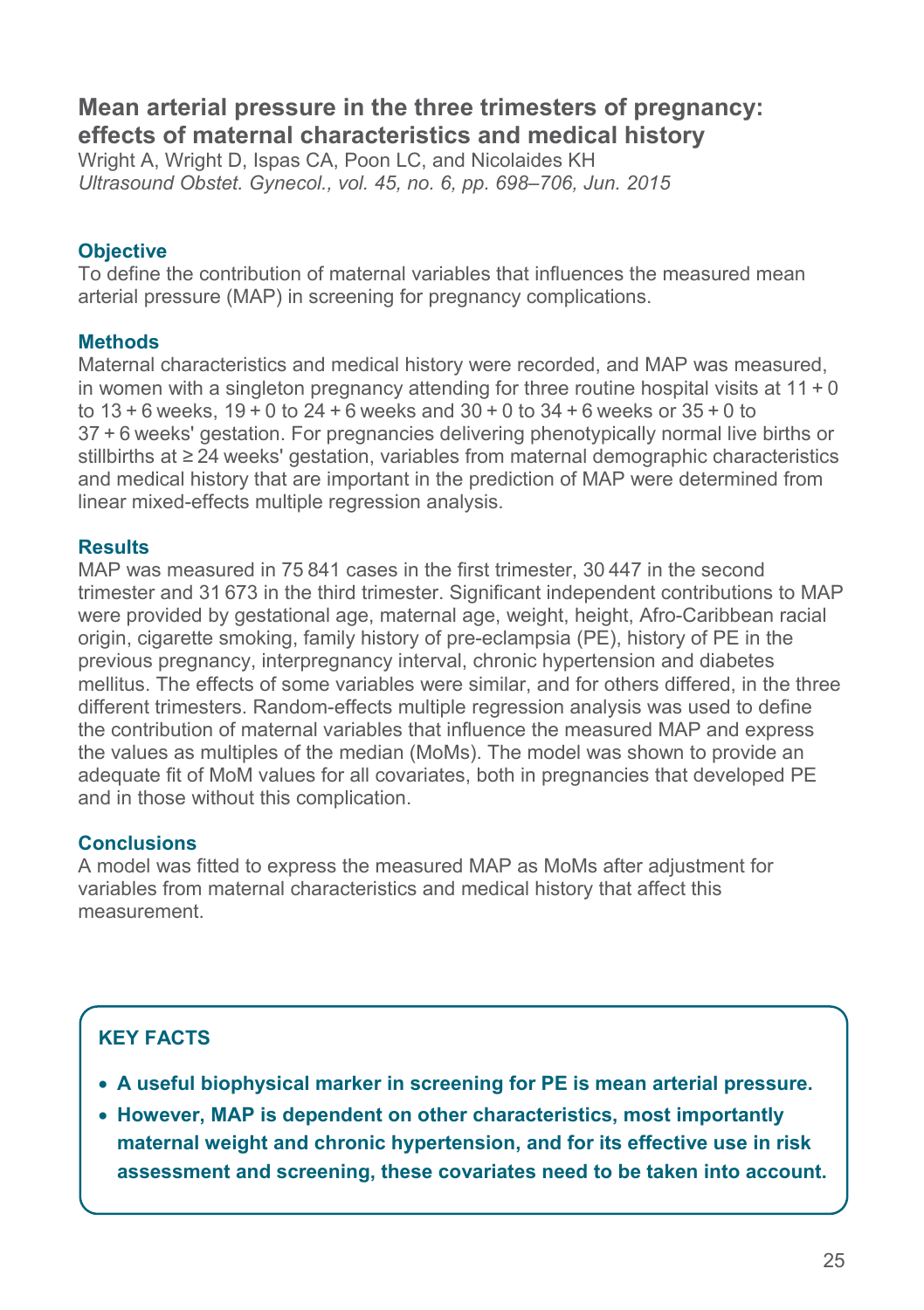## Mean arterial pressure in the three trimesters of pregnancy: effects of maternal characteristics and medical history

Wright A, Wright D, Ispas CA, Poon LC, and Nicolaides KH
*Ultrasound Obstet. Gynecol., vol. 45, no. 6, pp. 698–706, Jun. 2015*

### Objective

To define the contribution of maternal variables that influences the measured mean arterial pressure (MAP) in screening for pregnancy complications.

### Methods

Maternal characteristics and medical history were recorded, and MAP was measured, in women with a singleton pregnancy attending for three routine hospital visits at 11 + 0 to 13 + 6 weeks, 19 + 0 to 24 + 6 weeks and 30 + 0 to 34 + 6 weeks or 35 + 0 to 37 + 6 weeks' gestation. For pregnancies delivering phenotypically normal live births or stillbirths at ≥ 24 weeks' gestation, variables from maternal demographic characteristics and medical history that are important in the prediction of MAP were determined from linear mixed-effects multiple regression analysis.

### Results

MAP was measured in 75 841 cases in the first trimester, 30 447 in the second trimester and 31 673 in the third trimester. Significant independent contributions to MAP were provided by gestational age, maternal age, weight, height, Afro-Caribbean racial origin, cigarette smoking, family history of pre-eclampsia (PE), history of PE in the previous pregnancy, interpregnancy interval, chronic hypertension and diabetes mellitus. The effects of some variables were similar, and for others differed, in the three different trimesters. Random-effects multiple regression analysis was used to define the contribution of maternal variables that influence the measured MAP and express the values as multiples of the median (MoMs). The model was shown to provide an adequate fit of MoM values for all covariates, both in pregnancies that developed PE and in those without this complication.

### Conclusions

A model was fitted to express the measured MAP as MoMs after adjustment for variables from maternal characteristics and medical history that affect this measurement.

### KEY FACTS

- **A useful biophysical marker in screening for PE is mean arterial pressure.**
- **However, MAP is dependent on other characteristics, most importantly maternal weight and chronic hypertension, and for its effective use in risk assessment and screening, these covariates need to be taken into account.**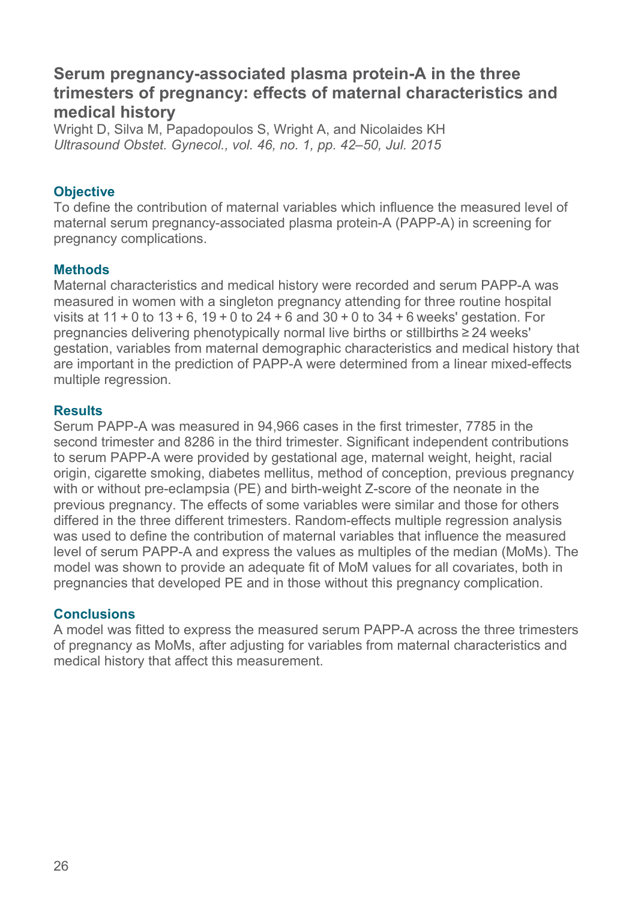## Serum pregnancy-associated plasma protein-A in the three trimesters of pregnancy: effects of maternal characteristics and medical history

Wright D, Silva M, Papadopoulos S, Wright A, and Nicolaides KH
*Ultrasound Obstet. Gynecol., vol. 46, no. 1, pp. 42–50, Jul. 2015*

### Objective

To define the contribution of maternal variables which influence the measured level of maternal serum pregnancy-associated plasma protein-A (PAPP-A) in screening for pregnancy complications.

### Methods

Maternal characteristics and medical history were recorded and serum PAPP-A was measured in women with a singleton pregnancy attending for three routine hospital visits at 11 + 0 to 13 + 6, 19 + 0 to 24 + 6 and 30 + 0 to 34 + 6 weeks' gestation. For pregnancies delivering phenotypically normal live births or stillbirths ≥ 24 weeks' gestation, variables from maternal demographic characteristics and medical history that are important in the prediction of PAPP-A were determined from a linear mixed-effects multiple regression.

### Results

Serum PAPP-A was measured in 94,966 cases in the first trimester, 7785 in the second trimester and 8286 in the third trimester. Significant independent contributions to serum PAPP-A were provided by gestational age, maternal weight, height, racial origin, cigarette smoking, diabetes mellitus, method of conception, previous pregnancy with or without pre-eclampsia (PE) and birth-weight Z-score of the neonate in the previous pregnancy. The effects of some variables were similar and those for others differed in the three different trimesters. Random-effects multiple regression analysis was used to define the contribution of maternal variables that influence the measured level of serum PAPP-A and express the values as multiples of the median (MoMs). The model was shown to provide an adequate fit of MoM values for all covariates, both in pregnancies that developed PE and in those without this pregnancy complication.

### Conclusions

A model was fitted to express the measured serum PAPP-A across the three trimesters of pregnancy as MoMs, after adjusting for variables from maternal characteristics and medical history that affect this measurement.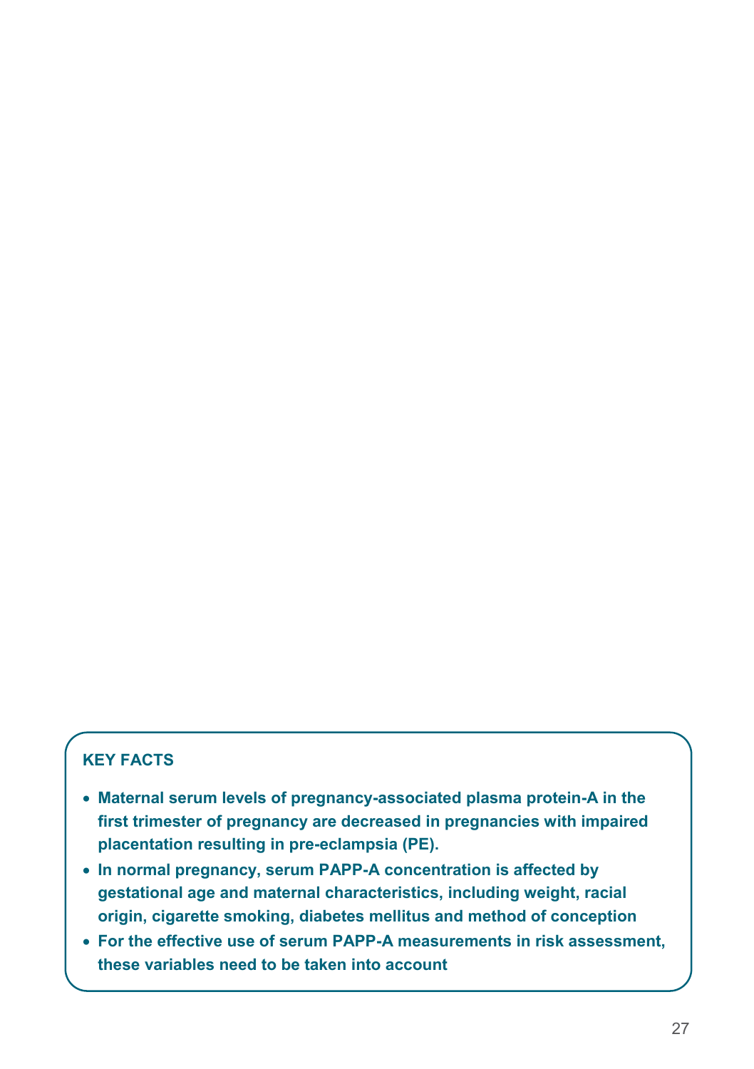**KEY FACTS**

- **Maternal serum levels of pregnancy-associated plasma protein-A in the first trimester of pregnancy are decreased in pregnancies with impaired placentation resulting in pre-eclampsia (PE).**
- **In normal pregnancy, serum PAPP-A concentration is affected by gestational age and maternal characteristics, including weight, racial origin, cigarette smoking, diabetes mellitus and method of conception**
- **For the effective use of serum PAPP-A measurements in risk assessment, these variables need to be taken into account**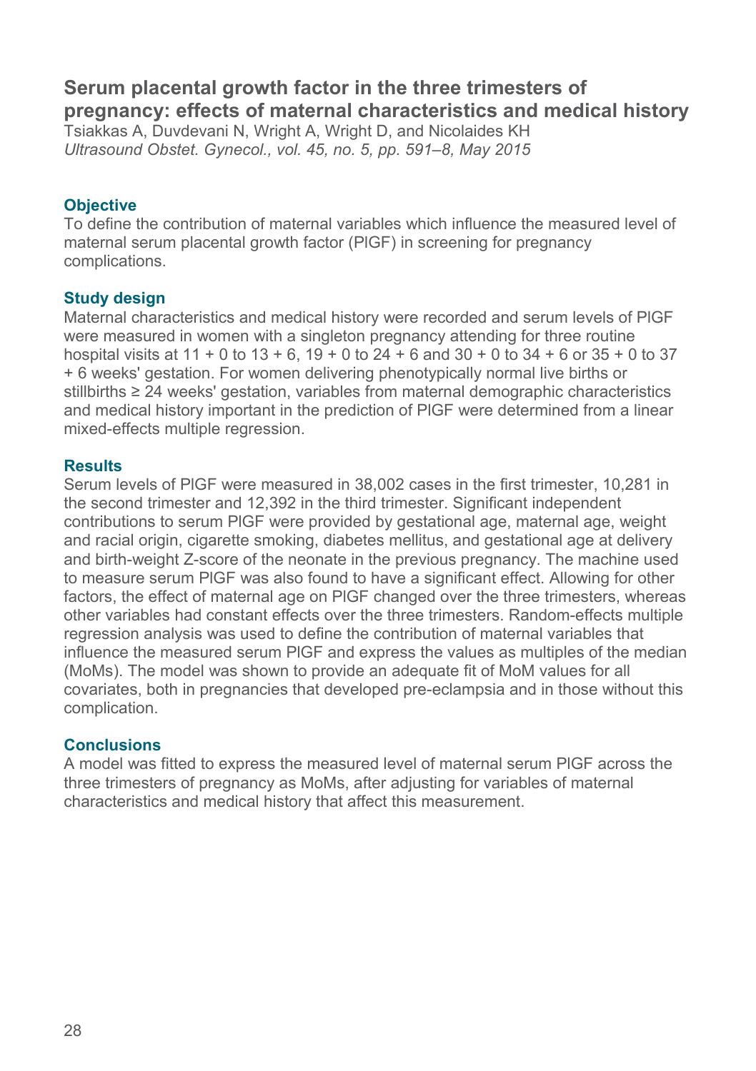## Serum placental growth factor in the three trimesters of pregnancy: effects of maternal characteristics and medical history

Tsiakkas A, Duvdevani N, Wright A, Wright D, and Nicolaides KH

*Ultrasound Obstet. Gynecol., vol. 45, no. 5, pp. 591–8, May 2015*

### Objective

To define the contribution of maternal variables which influence the measured level of maternal serum placental growth factor (PlGF) in screening for pregnancy complications.

### Study design

Maternal characteristics and medical history were recorded and serum levels of PlGF were measured in women with a singleton pregnancy attending for three routine hospital visits at 11 + 0 to 13 + 6, 19 + 0 to 24 + 6 and 30 + 0 to 34 + 6 or 35 + 0 to 37 + 6 weeks' gestation. For women delivering phenotypically normal live births or stillbirths ≥ 24 weeks' gestation, variables from maternal demographic characteristics and medical history important in the prediction of PlGF were determined from a linear mixed-effects multiple regression.

### Results

Serum levels of PlGF were measured in 38,002 cases in the first trimester, 10,281 in the second trimester and 12,392 in the third trimester. Significant independent contributions to serum PlGF were provided by gestational age, maternal age, weight and racial origin, cigarette smoking, diabetes mellitus, and gestational age at delivery and birth-weight Z-score of the neonate in the previous pregnancy. The machine used to measure serum PlGF was also found to have a significant effect. Allowing for other factors, the effect of maternal age on PlGF changed over the three trimesters, whereas other variables had constant effects over the three trimesters. Random-effects multiple regression analysis was used to define the contribution of maternal variables that influence the measured serum PlGF and express the values as multiples of the median (MoMs). The model was shown to provide an adequate fit of MoM values for all covariates, both in pregnancies that developed pre-eclampsia and in those without this complication.

### Conclusions

A model was fitted to express the measured level of maternal serum PlGF across the three trimesters of pregnancy as MoMs, after adjusting for variables of maternal characteristics and medical history that affect this measurement.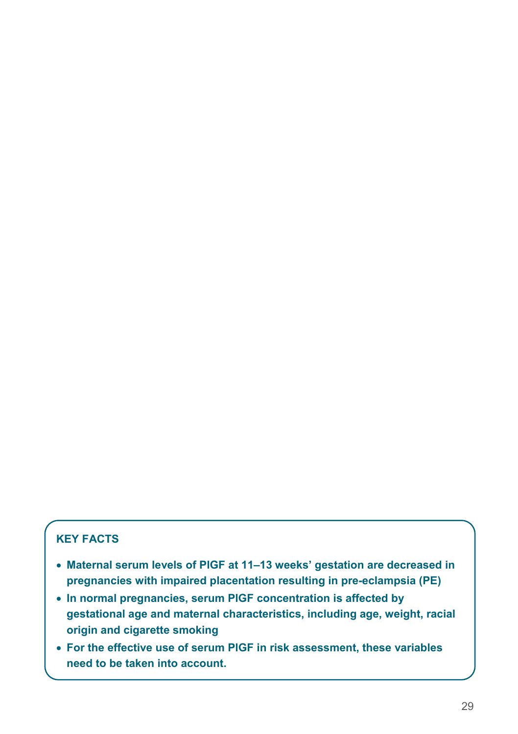**KEY FACTS**

- **Maternal serum levels of PlGF at 11–13 weeks' gestation are decreased in pregnancies with impaired placentation resulting in pre-eclampsia (PE)**
- **In normal pregnancies, serum PlGF concentration is affected by gestational age and maternal characteristics, including age, weight, racial origin and cigarette smoking**
- **For the effective use of serum PlGF in risk assessment, these variables need to be taken into account.**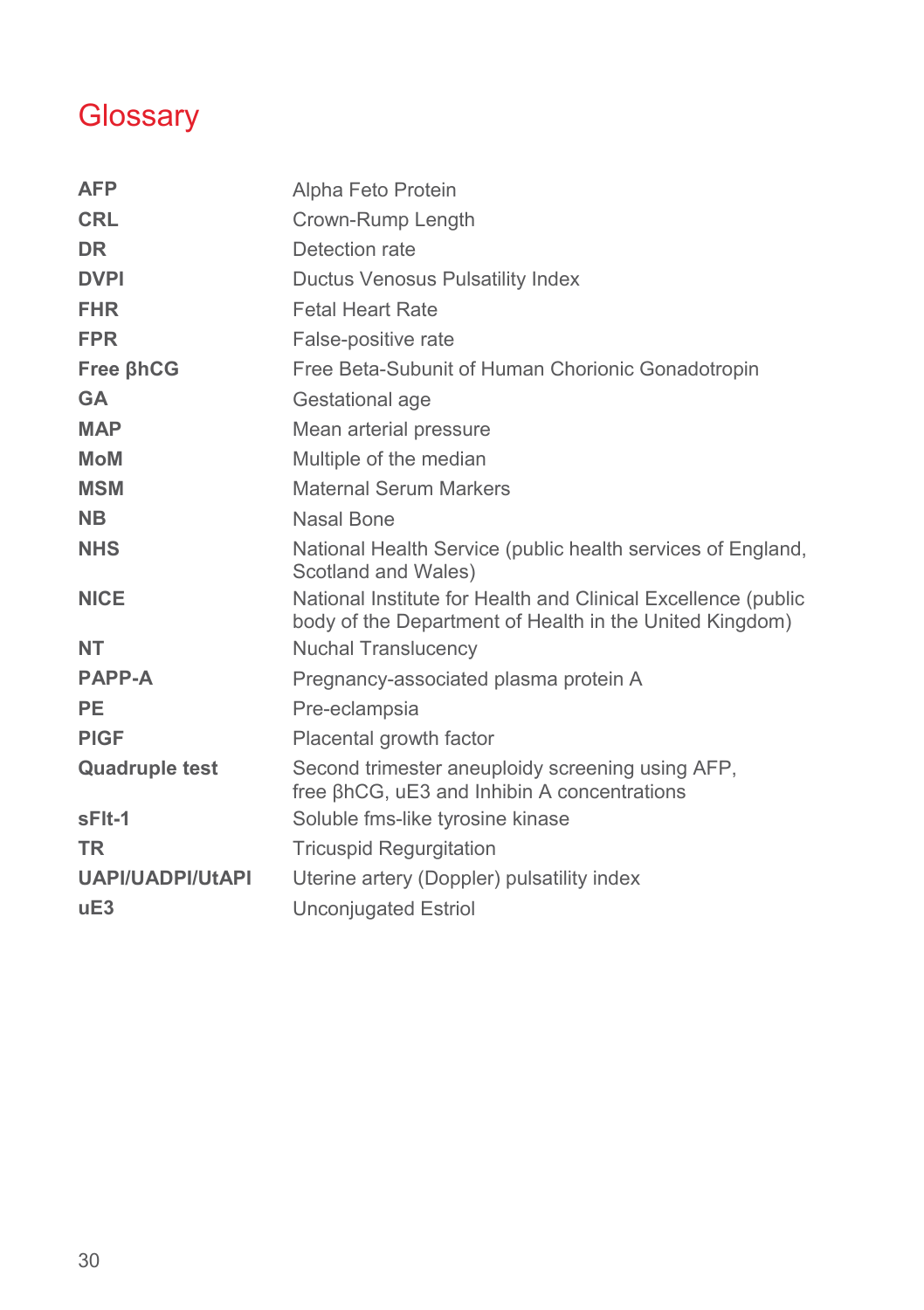# Glossary

| | |
|---|---|
| **AFP** | Alpha Feto Protein |
| **CRL** | Crown-Rump Length |
| **DR** | Detection rate |
| **DVPI** | Ductus Venosus Pulsatility Index |
| **FHR** | Fetal Heart Rate |
| **FPR** | False-positive rate |
| **Free βhCG** | Free Beta-Subunit of Human Chorionic Gonadotropin |
| **GA** | Gestational age |
| **MAP** | Mean arterial pressure |
| **MoM** | Multiple of the median |
| **MSM** | Maternal Serum Markers |
| **NB** | Nasal Bone |
| **NHS** | National Health Service (public health services of England, Scotland and Wales) |
| **NICE** | National Institute for Health and Clinical Excellence (public body of the Department of Health in the United Kingdom) |
| **NT** | Nuchal Translucency |
| **PAPP-A** | Pregnancy-associated plasma protein A |
| **PE** | Pre-eclampsia |
| **PIGF** | Placental growth factor |
| **Quadruple test** | Second trimester aneuploidy screening using AFP, free βhCG, uE3 and Inhibin A concentrations |
| **sFlt-1** | Soluble fms-like tyrosine kinase |
| **TR** | Tricuspid Regurgitation |
| **UAPI/UADPI/UtAPI** | Uterine artery (Doppler) pulsatility index |
| **uE3** | Unconjugated Estriol |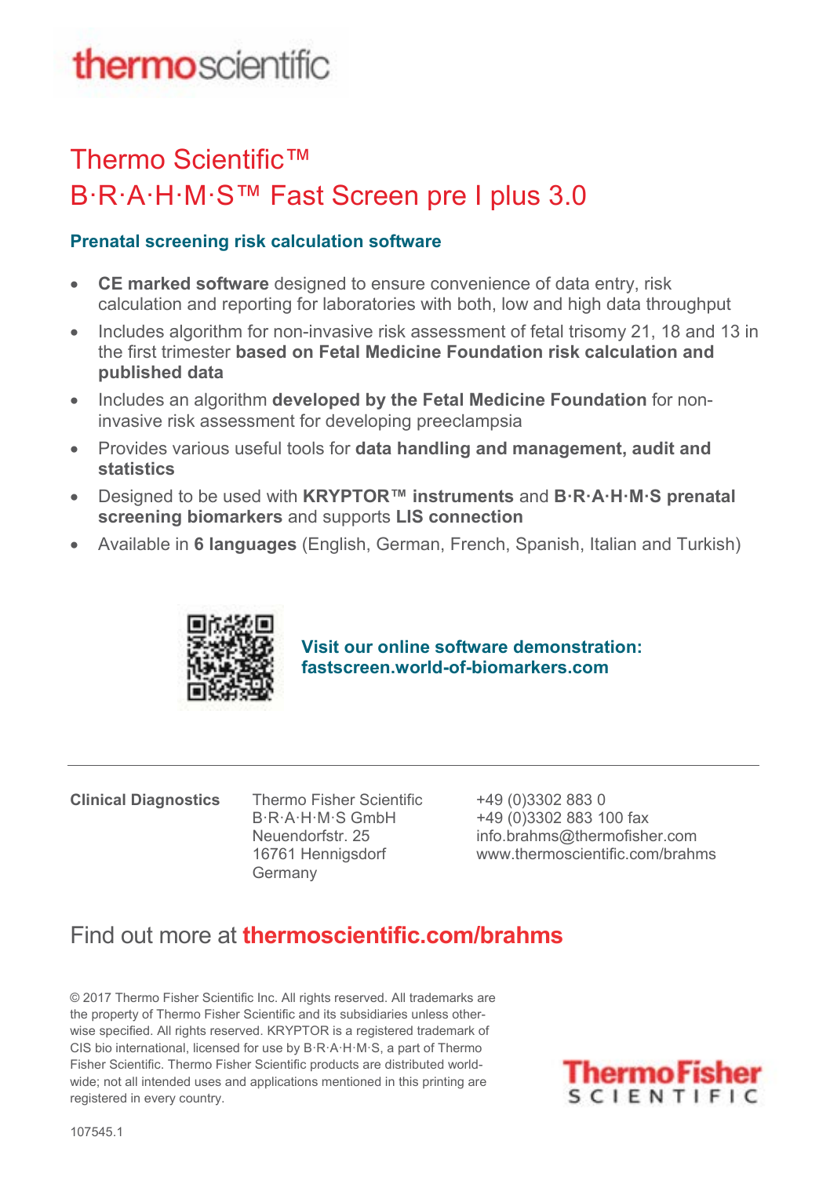thermoscientific

# Thermo Scientific™
# B·R·A·H·M·S™ Fast Screen pre I plus 3.0

### Prenatal screening risk calculation software

- **CE marked software** designed to ensure convenience of data entry, risk calculation and reporting for laboratories with both, low and high data throughput
- Includes algorithm for non-invasive risk assessment of fetal trisomy 21, 18 and 13 in the first trimester **based on Fetal Medicine Foundation risk calculation and published data**
- Includes an algorithm **developed by the Fetal Medicine Foundation** for non-invasive risk assessment for developing preeclampsia
- Provides various useful tools for **data handling and management, audit and statistics**
- Designed to be used with **KRYPTOR™ instruments** and **B·R·A·H·M·S prenatal screening biomarkers** and supports **LIS connection**
- Available in **6 languages** (English, German, French, Spanish, Italian and Turkish)

**Visit our online software demonstration:**
**fastscreen.world-of-biomarkers.com**

---

**Clinical Diagnostics**

Thermo Fisher Scientific
B·R·A·H·M·S GmbH
Neuendorfstr. 25
16761 Hennigsdorf
Germany

+49 (0)3302 883 0
+49 (0)3302 883 100 fax
info.brahms@thermofisher.com
www.thermoscientific.com/brahms

## Find out more at **thermoscientific.com/brahms**

© 2017 Thermo Fisher Scientific Inc. All rights reserved. All trademarks are the property of Thermo Fisher Scientific and its subsidiaries unless otherwise specified. All rights reserved. KRYPTOR is a registered trademark of CIS bio international, licensed for use by B·R·A·H·M·S, a part of Thermo Fisher Scientific. Thermo Fisher Scientific products are distributed worldwide; not all intended uses and applications mentioned in this printing are registered in every country.

ThermoFisher SCIENTIFIC

107545.1